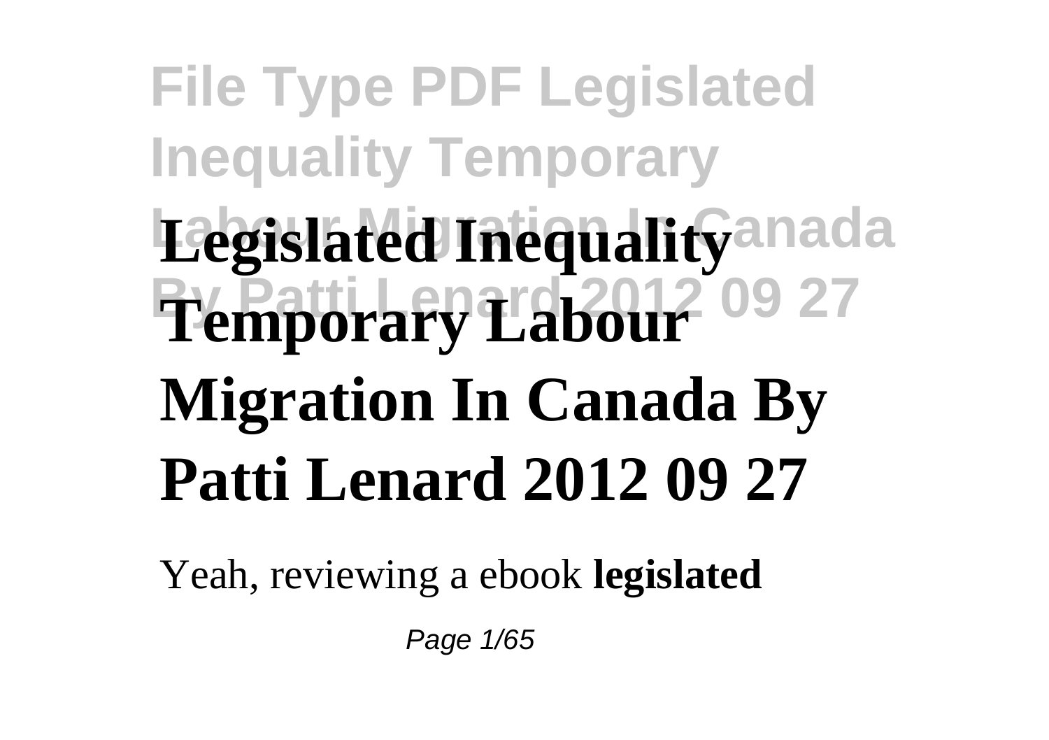# Legislated Inequality Temporary Labour Migration In Canada By Patti Lenard 2012 09 27

Yeah, reviewing a ebook **legislated**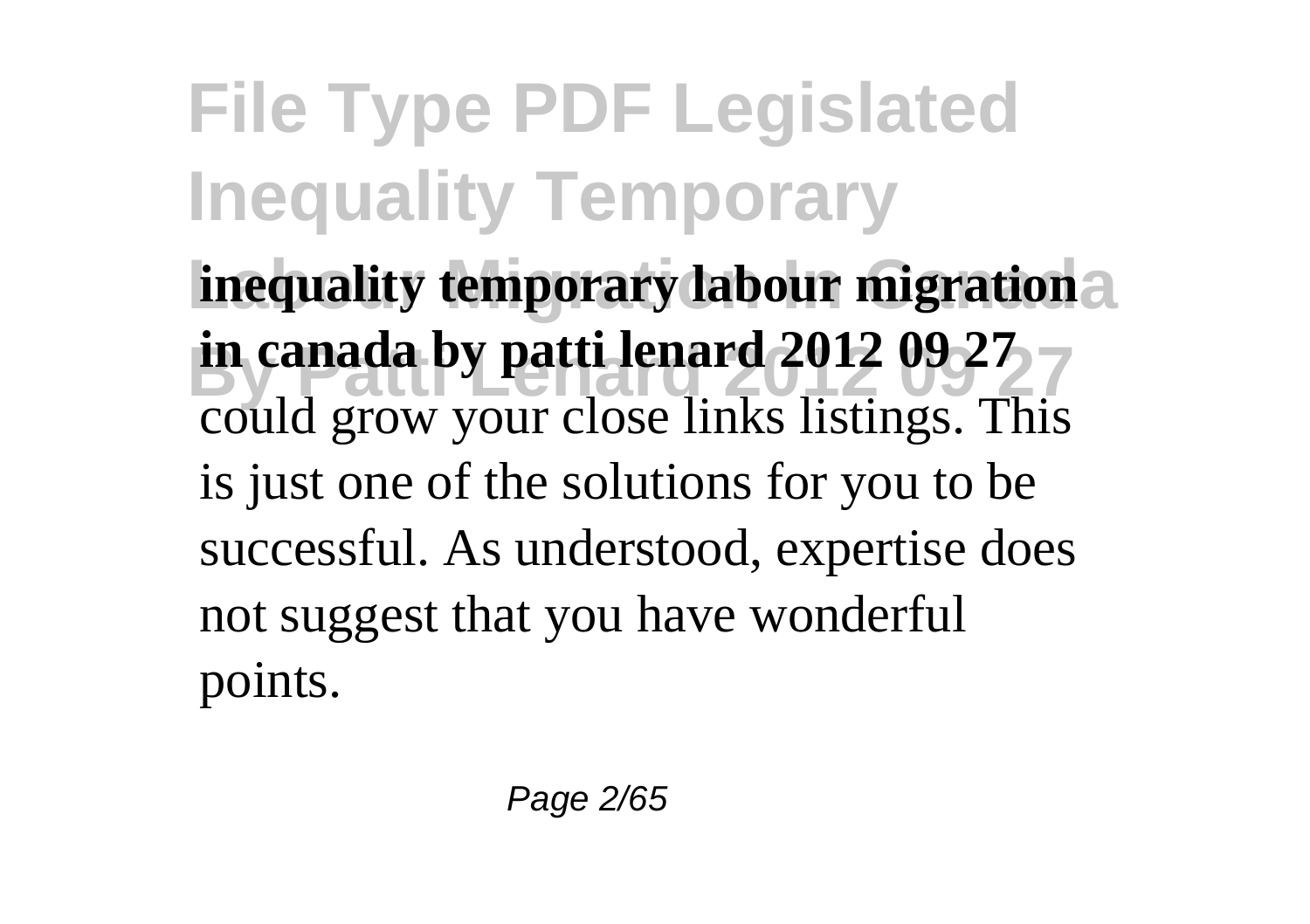**inequality temporary labour migration in canada by patti lenard 2012 09 27** could grow your close links listings. This is just one of the solutions for you to be successful. As understood, expertise does not suggest that you have wonderful points.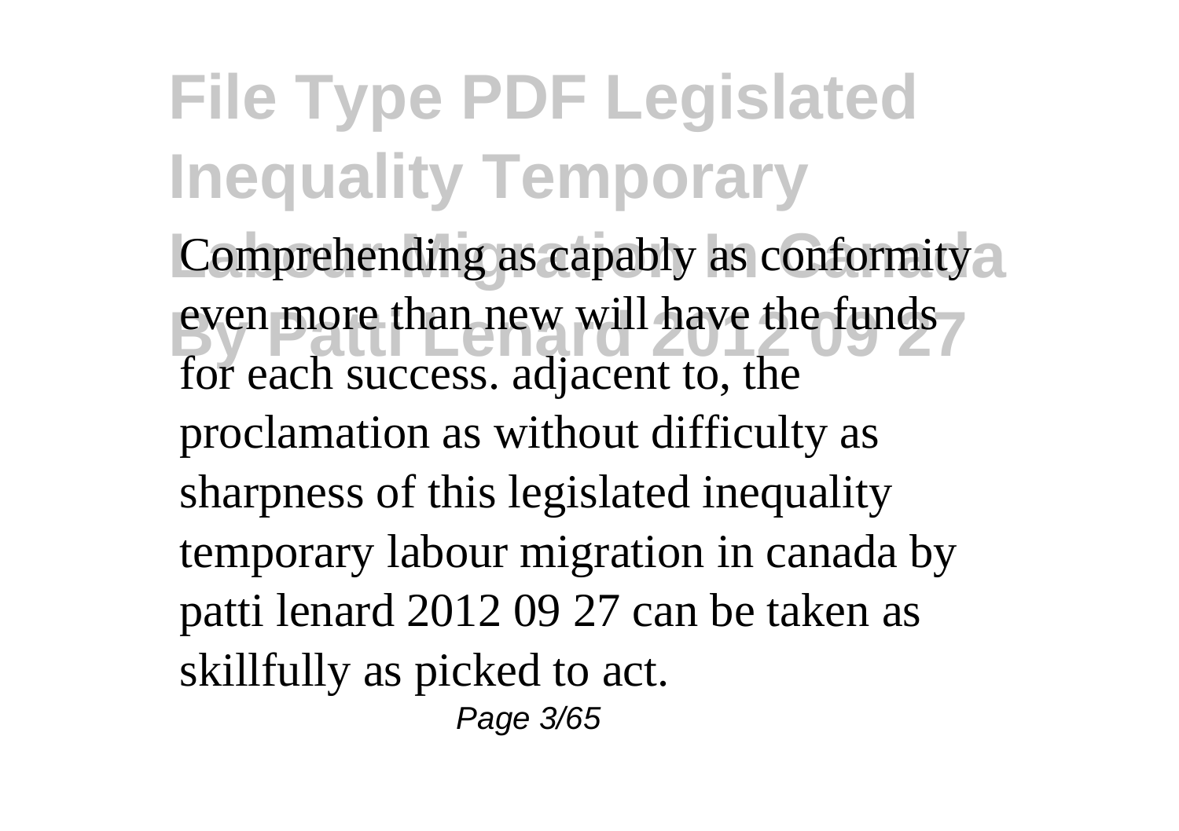Comprehending as capably as conformity even more than new will have the funds for each success. adjacent to, the proclamation as without difficulty as sharpness of this legislated inequality temporary labour migration in canada by patti lenard 2012 09 27 can be taken as skillfully as picked to act.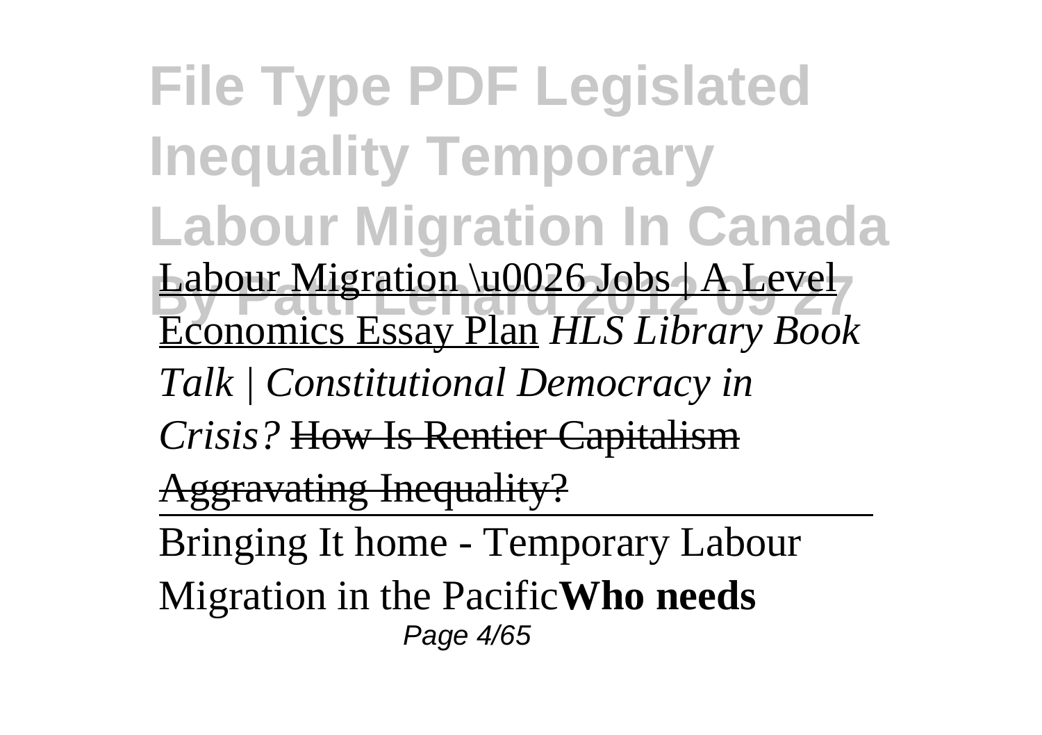# File Type PDF Legislated Inequality Temporary Labour Migration In Canada By Patti Lenard 2012 09 27

Labour Migration \u0026 Jobs | A Level Economics Essay Plan *HLS Library Book Talk | Constitutional Democracy in Crisis?* ~~How Is Rentier Capitalism Aggravating Inequality?~~

Bringing It home - Temporary Labour Migration in the Pacific**Who needs**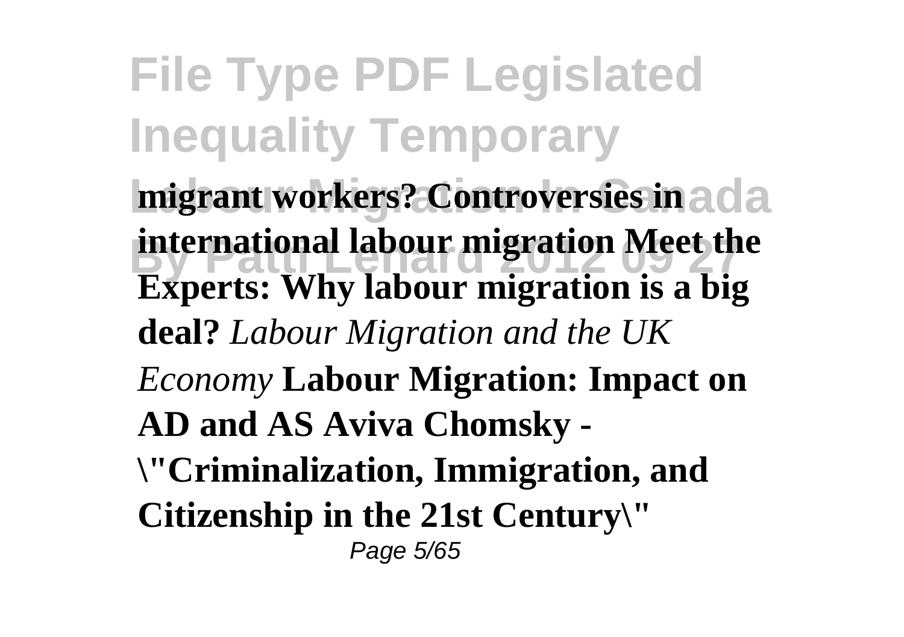**migrant workers? Controversies in international labour migration Meet the Experts: Why labour migration is a big deal?** *Labour Migration and the UK Economy* **Labour Migration: Impact on AD and AS Aviva Chomsky - \"Criminalization, Immigration, and Citizenship in the 21st Century\"**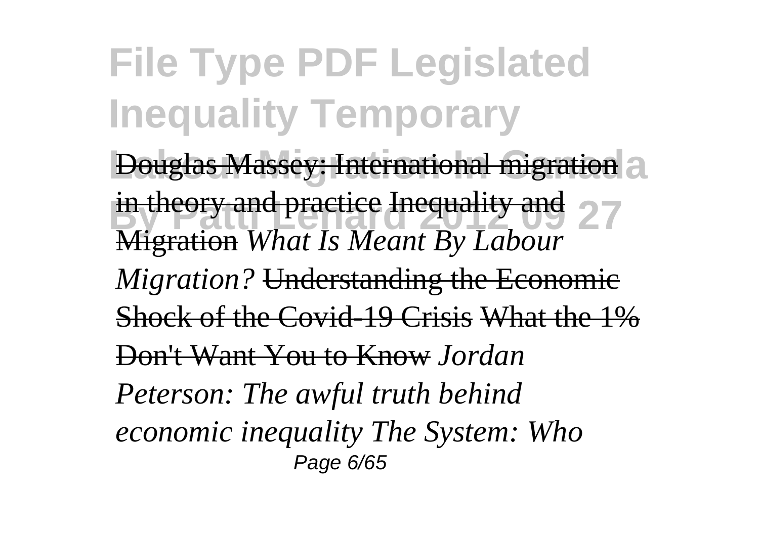~~Douglas Massey: International migration in theory and practice~~ ~~Inequality and Migration~~ *What Is Meant By Labour Migration?* ~~Understanding the Economic Shock of the Covid-19 Crisis~~ ~~What the 1% Don't Want You to Know~~ *Jordan Peterson: The awful truth behind economic inequality* *The System: Who*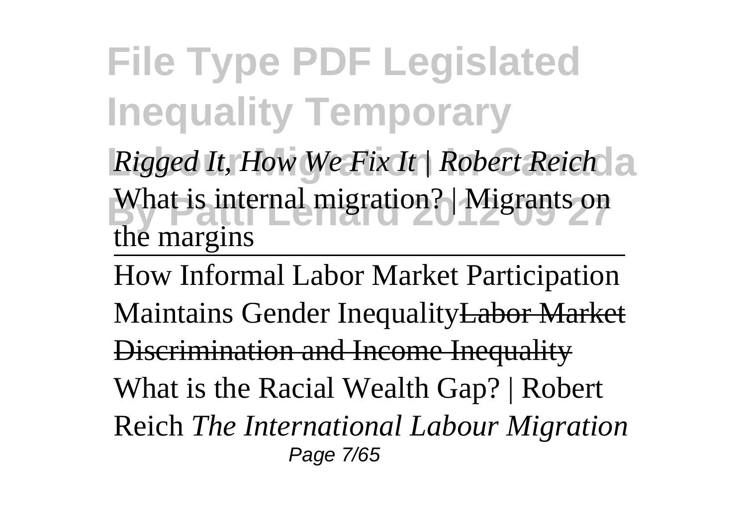*Rigged It, How We Fix It | Robert Reich*

What is internal migration? | Migrants on the margins

How Informal Labor Market Participation Maintains Gender Inequality~~Labor Market Discrimination and Income Inequality~~

What is the Racial Wealth Gap? | Robert Reich *The International Labour Migration*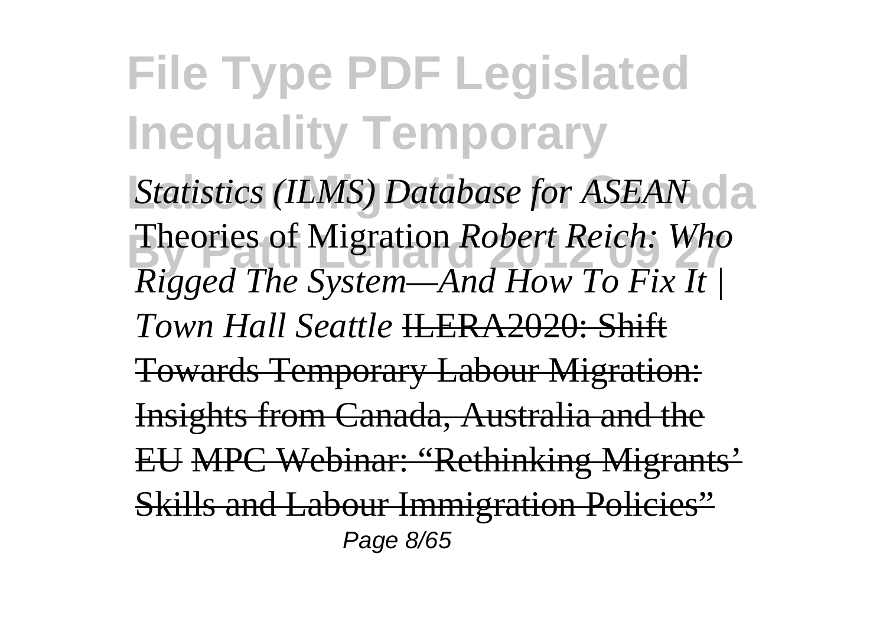*Statistics (ILMS) Database for ASEAN* Theories of Migration *Robert Reich: Who Rigged The System—And How To Fix It | Town Hall Seattle* ~~ILERA2020: Shift Towards Temporary Labour Migration: Insights from Canada, Australia and the EU~~ ~~MPC Webinar: "Rethinking Migrants' Skills and Labour Immigration Policies"~~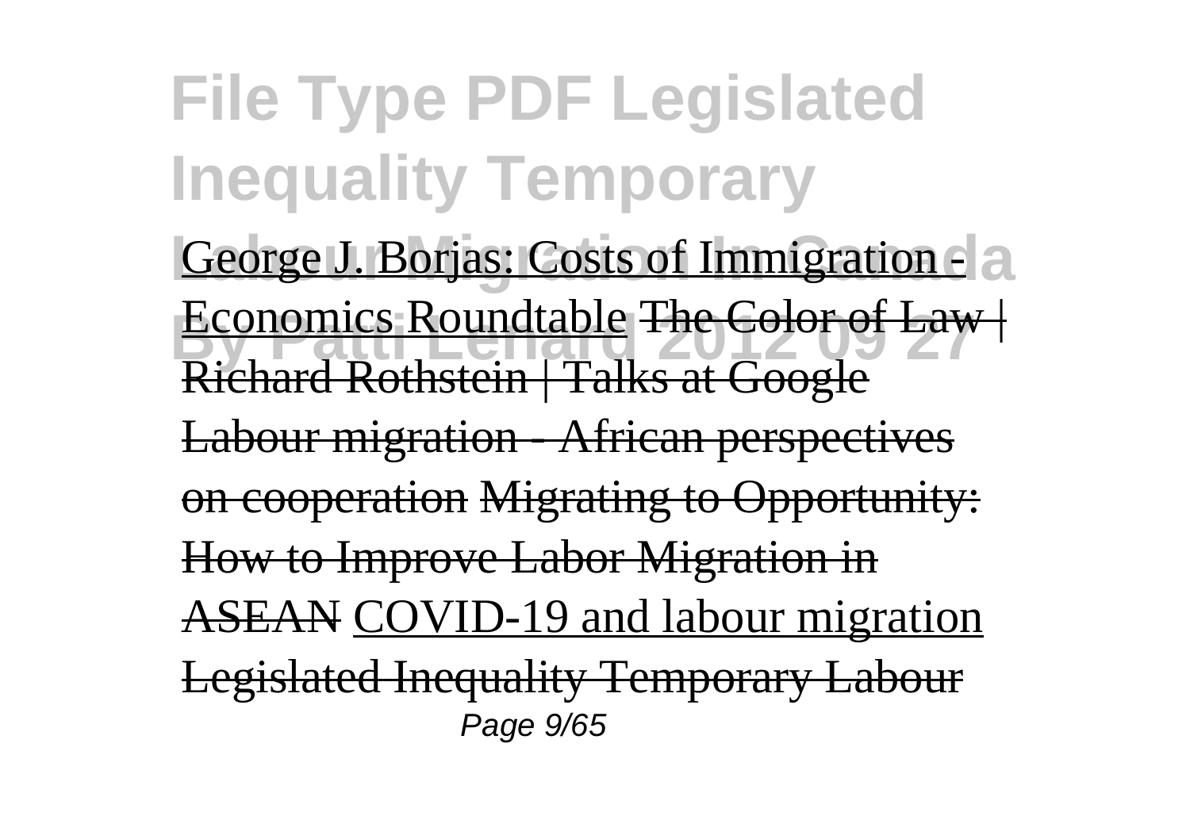George J. Borjas: Costs of Immigration - Economics Roundtable The Color of Law | Richard Rothstein | Talks at Google Labour migration - African perspectives on cooperation Migrating to Opportunity: How to Improve Labor Migration in ASEAN COVID-19 and labour migration Legislated Inequality Temporary Labour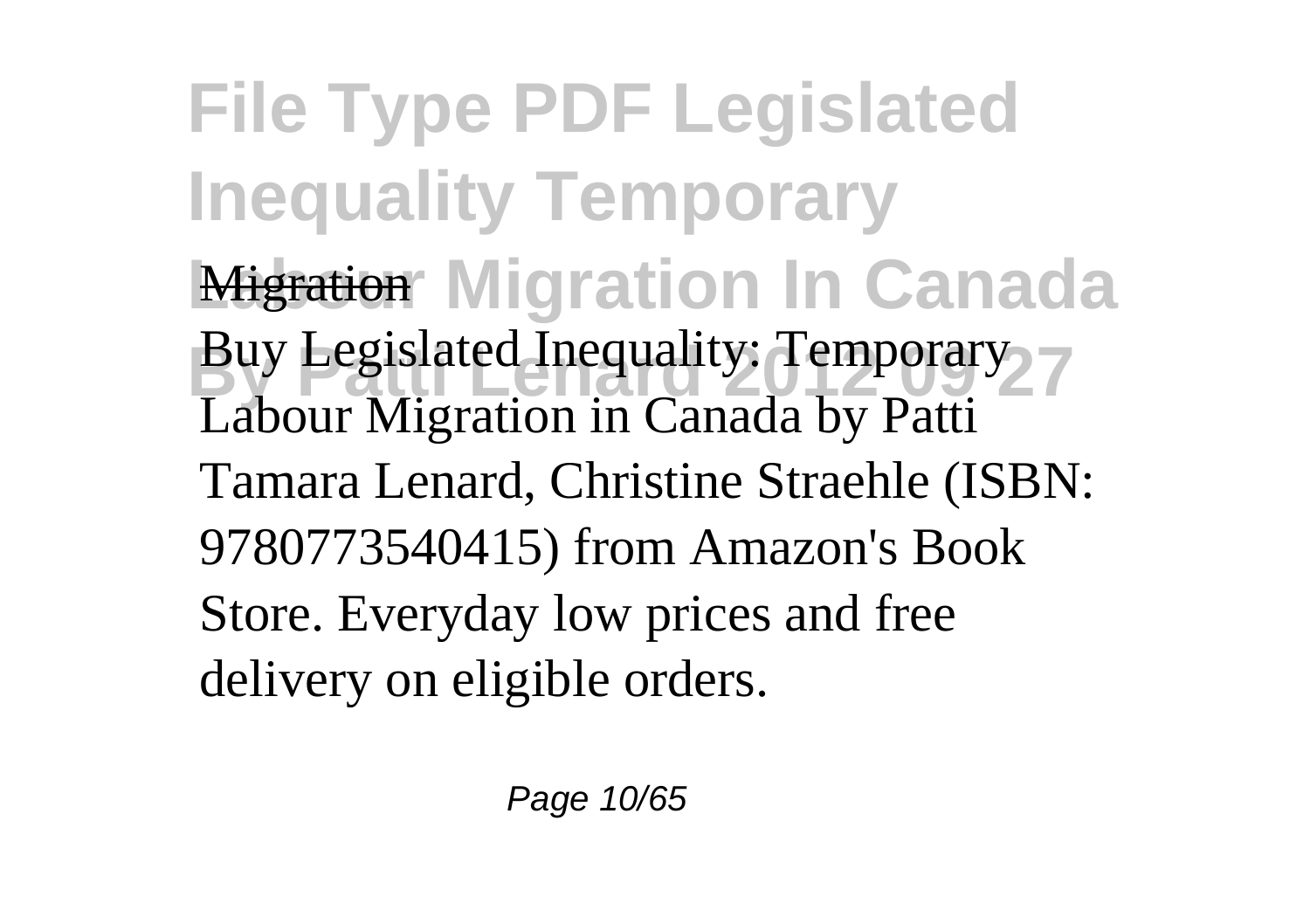Migration

Buy Legislated Inequality: Temporary Labour Migration in Canada by Patti Tamara Lenard, Christine Straehle (ISBN: 9780773540415) from Amazon's Book Store. Everyday low prices and free delivery on eligible orders.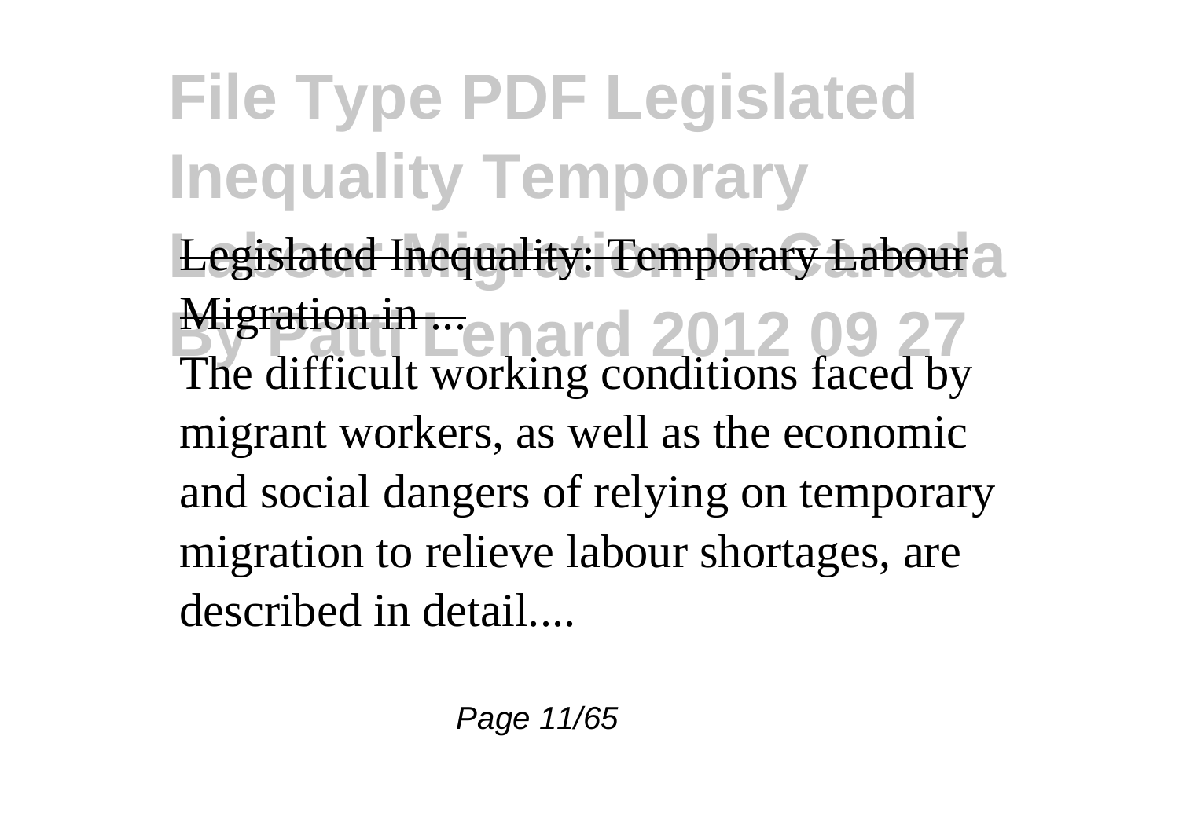Legislated Inequality: Temporary Labour Migration in ...

The difficult working conditions faced by migrant workers, as well as the economic and social dangers of relying on temporary migration to relieve labour shortages, are described in detail....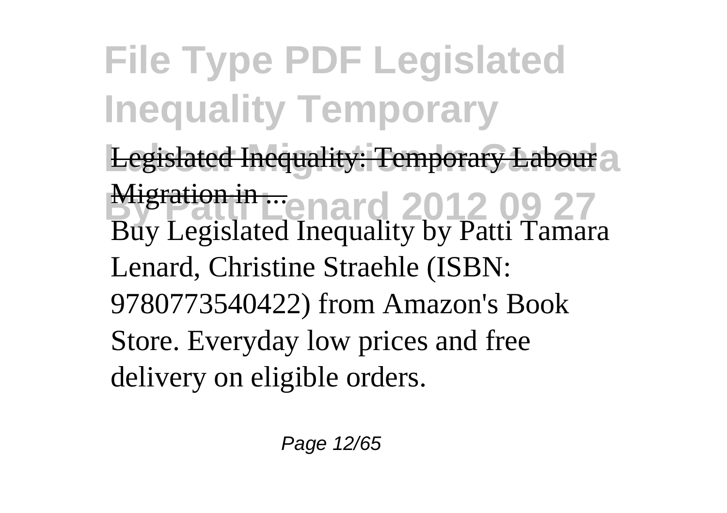Legislated Inequality: Temporary Labour Migration in ...

Buy Legislated Inequality by Patti Tamara Lenard, Christine Straehle (ISBN: 9780773540422) from Amazon's Book Store. Everyday low prices and free delivery on eligible orders.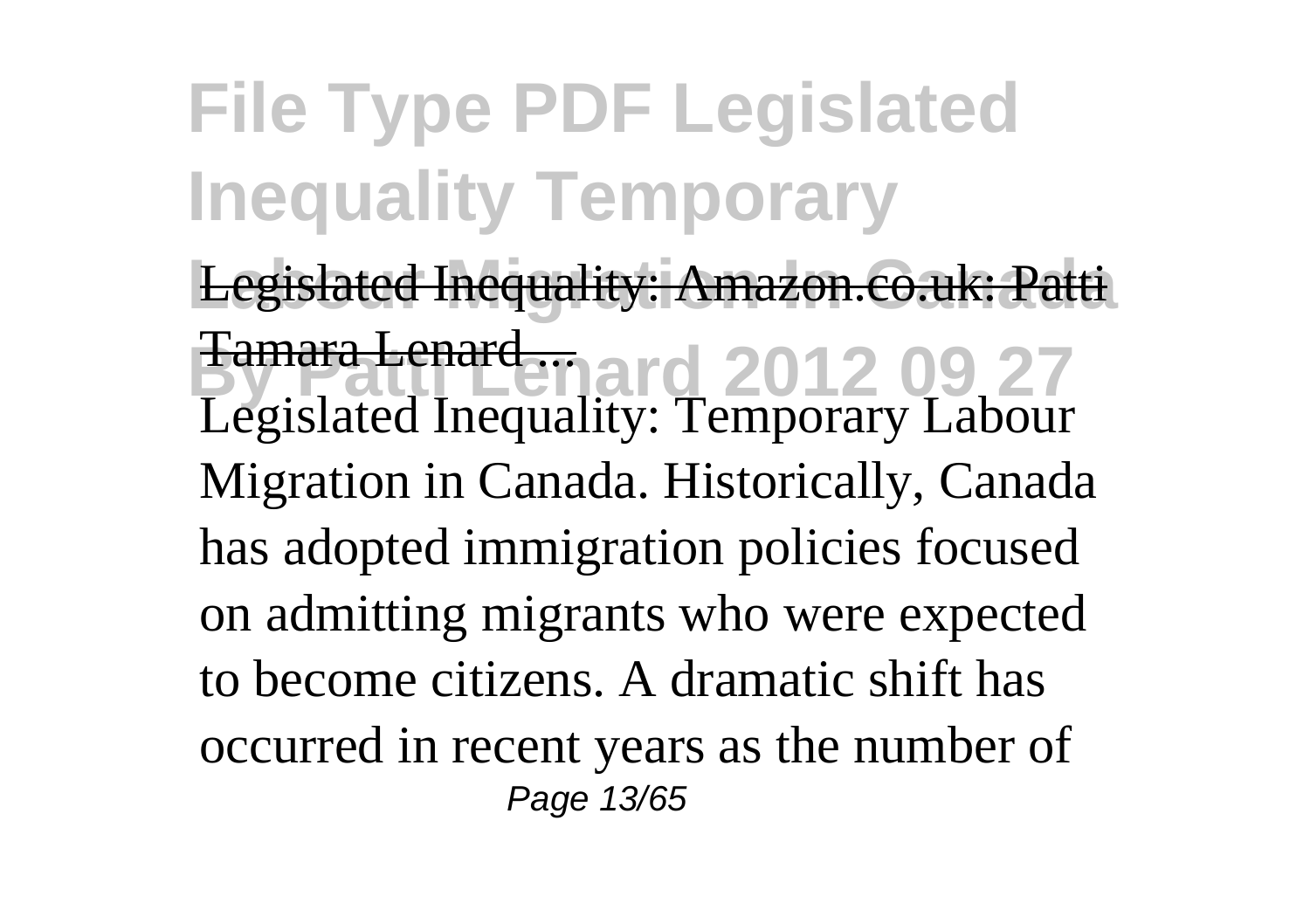Legislated Inequality: Amazon.co.uk: Patti Tamara Lenard ...

Legislated Inequality: Temporary Labour Migration in Canada. Historically, Canada has adopted immigration policies focused on admitting migrants who were expected to become citizens. A dramatic shift has occurred in recent years as the number of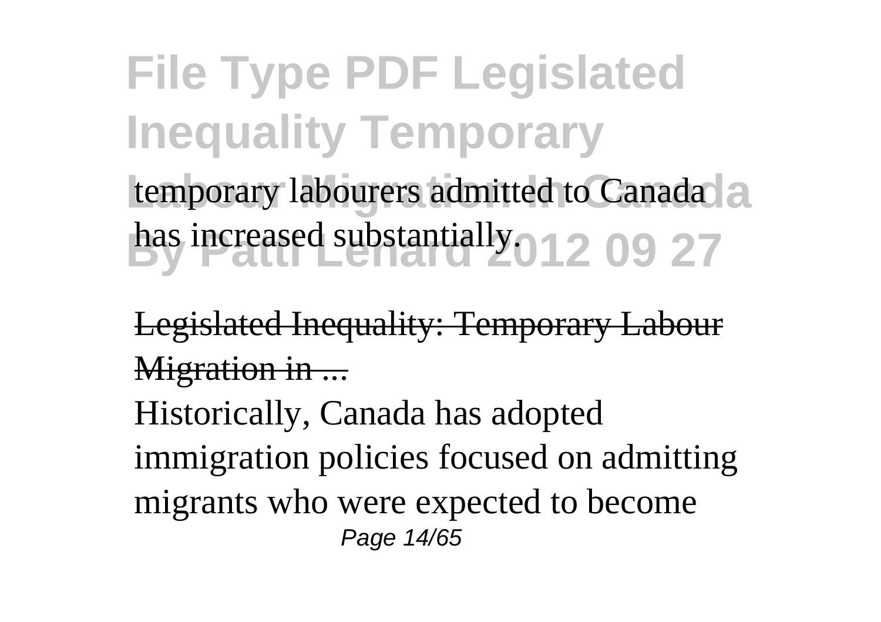temporary labourers admitted to Canada has increased substantially.

Legislated Inequality: Temporary Labour Migration in ...

Historically, Canada has adopted immigration policies focused on admitting migrants who were expected to become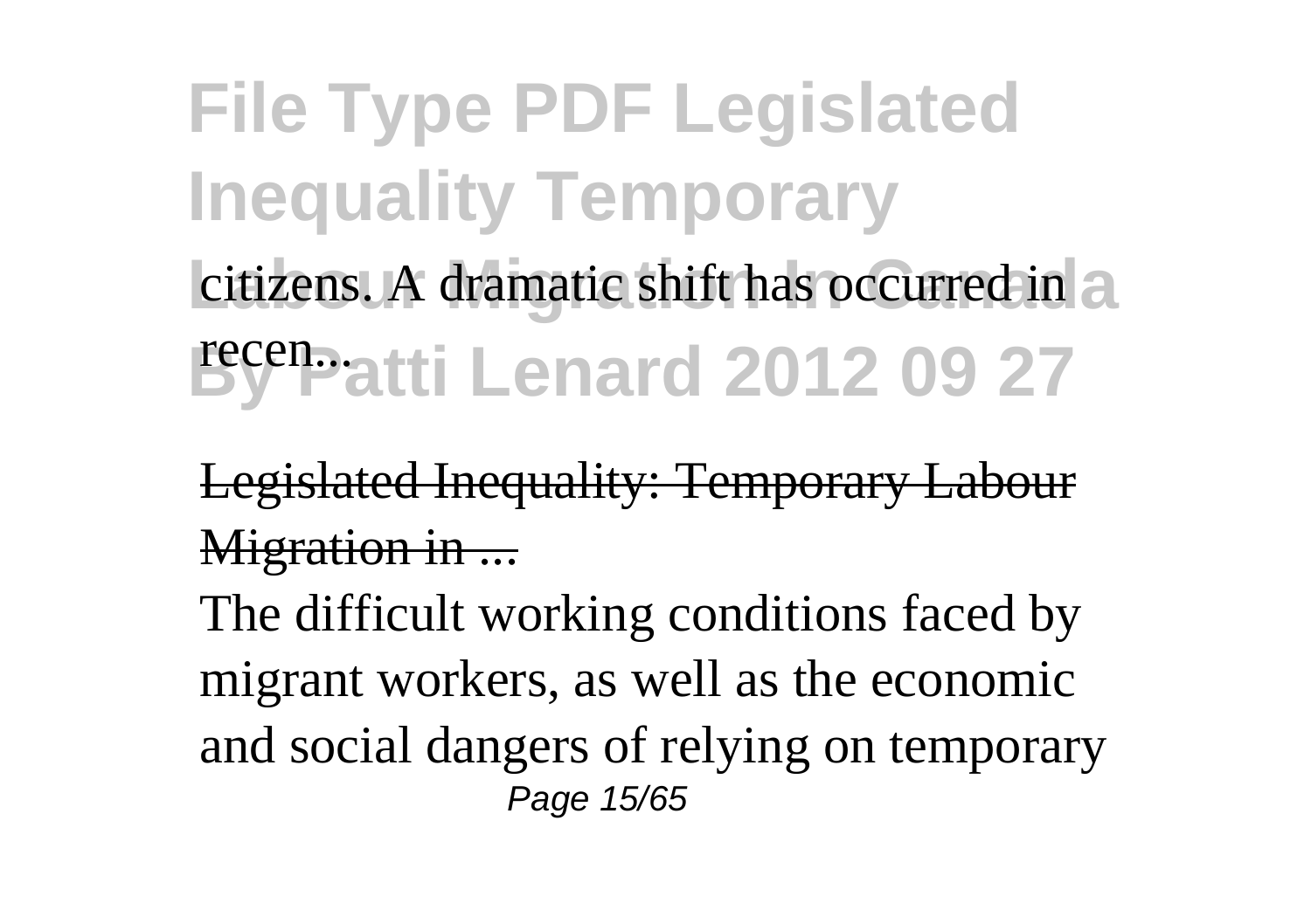citizens. A dramatic shift has occurred in recen...

Legislated Inequality: Temporary Labour Migration in ...

The difficult working conditions faced by migrant workers, as well as the economic and social dangers of relying on temporary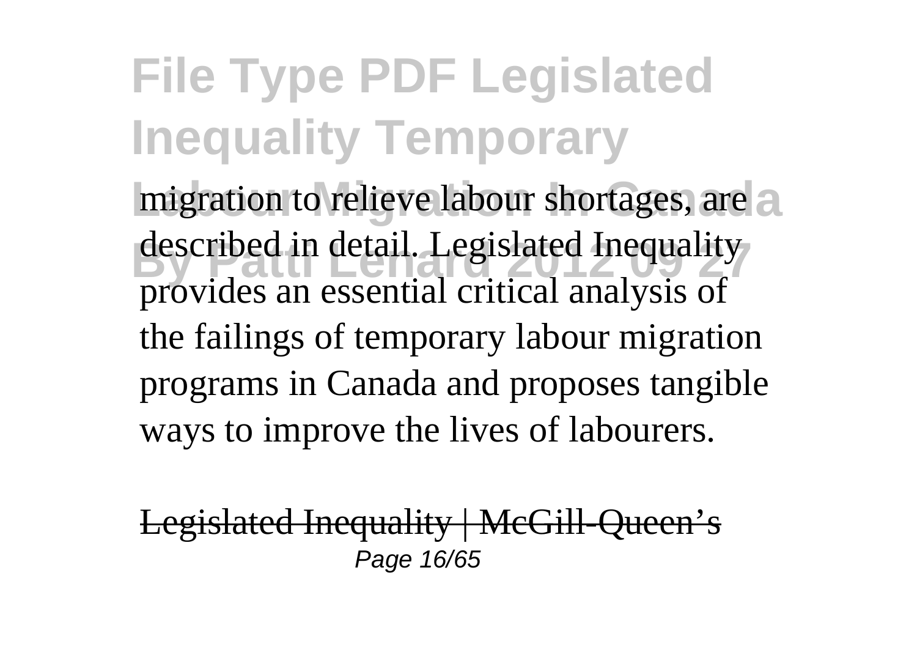migration to relieve labour shortages, are described in detail. Legislated Inequality provides an essential critical analysis of the failings of temporary labour migration programs in Canada and proposes tangible ways to improve the lives of labourers.

~~Legislated Inequality | McGill-Queen's~~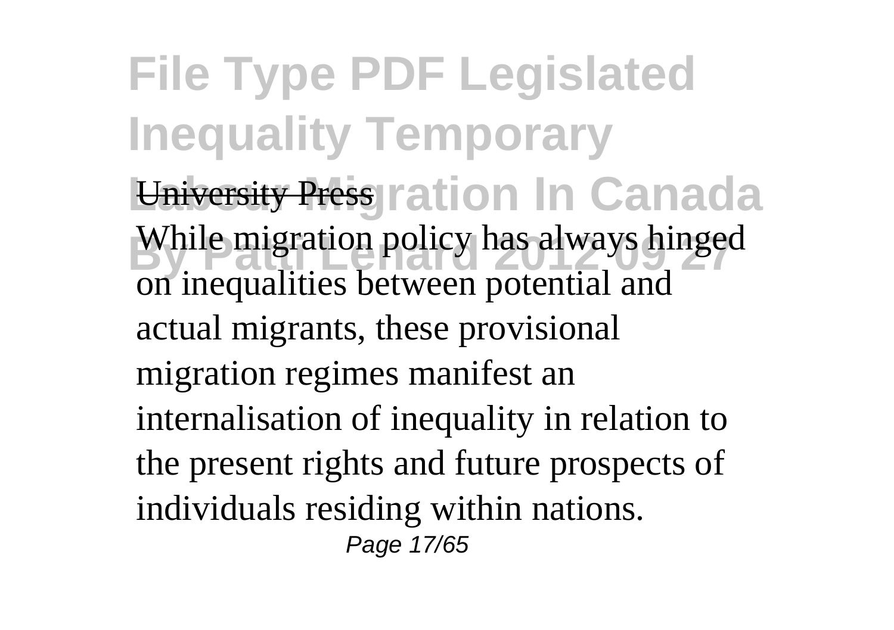University Press

While migration policy has always hinged on inequalities between potential and actual migrants, these provisional migration regimes manifest an internalisation of inequality in relation to the present rights and future prospects of individuals residing within nations.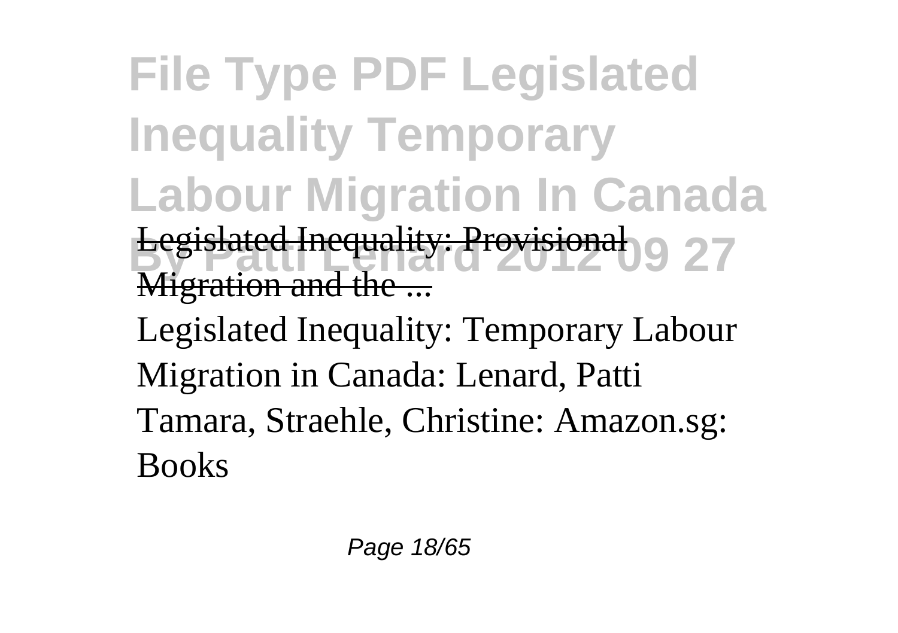Legislated Inequality: Provisional Migration and the ...

Legislated Inequality: Temporary Labour Migration in Canada: Lenard, Patti Tamara, Straehle, Christine: Amazon.sg: Books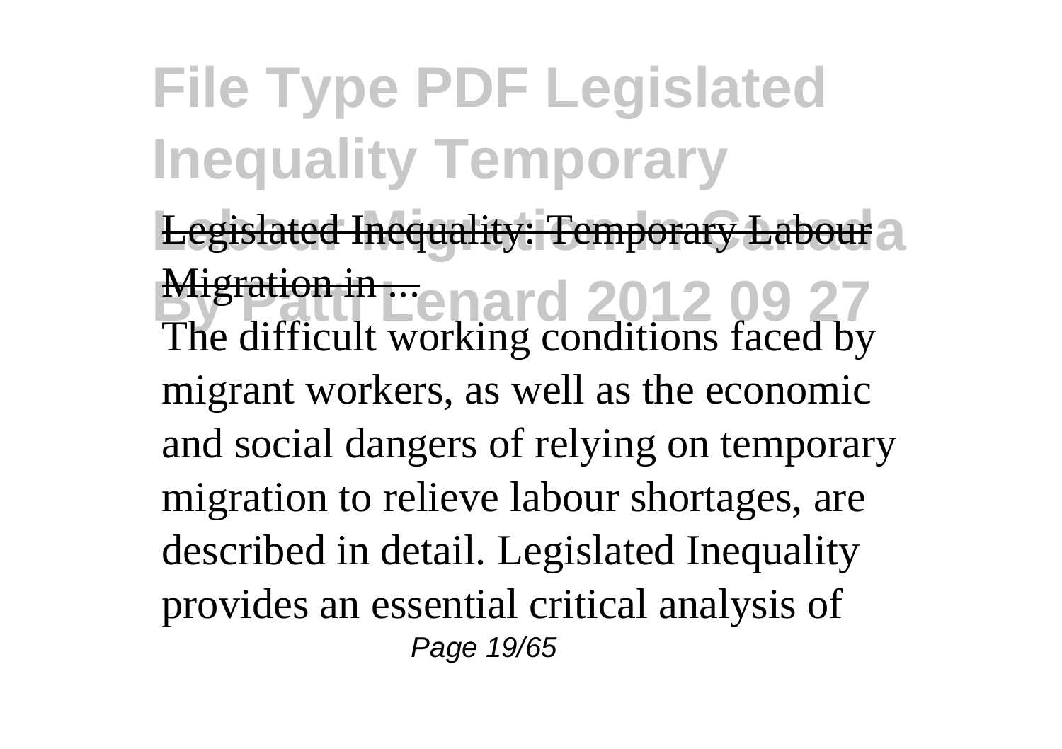Legislated Inequality: Temporary Labour Migration in ...

The difficult working conditions faced by migrant workers, as well as the economic and social dangers of relying on temporary migration to relieve labour shortages, are described in detail. Legislated Inequality provides an essential critical analysis of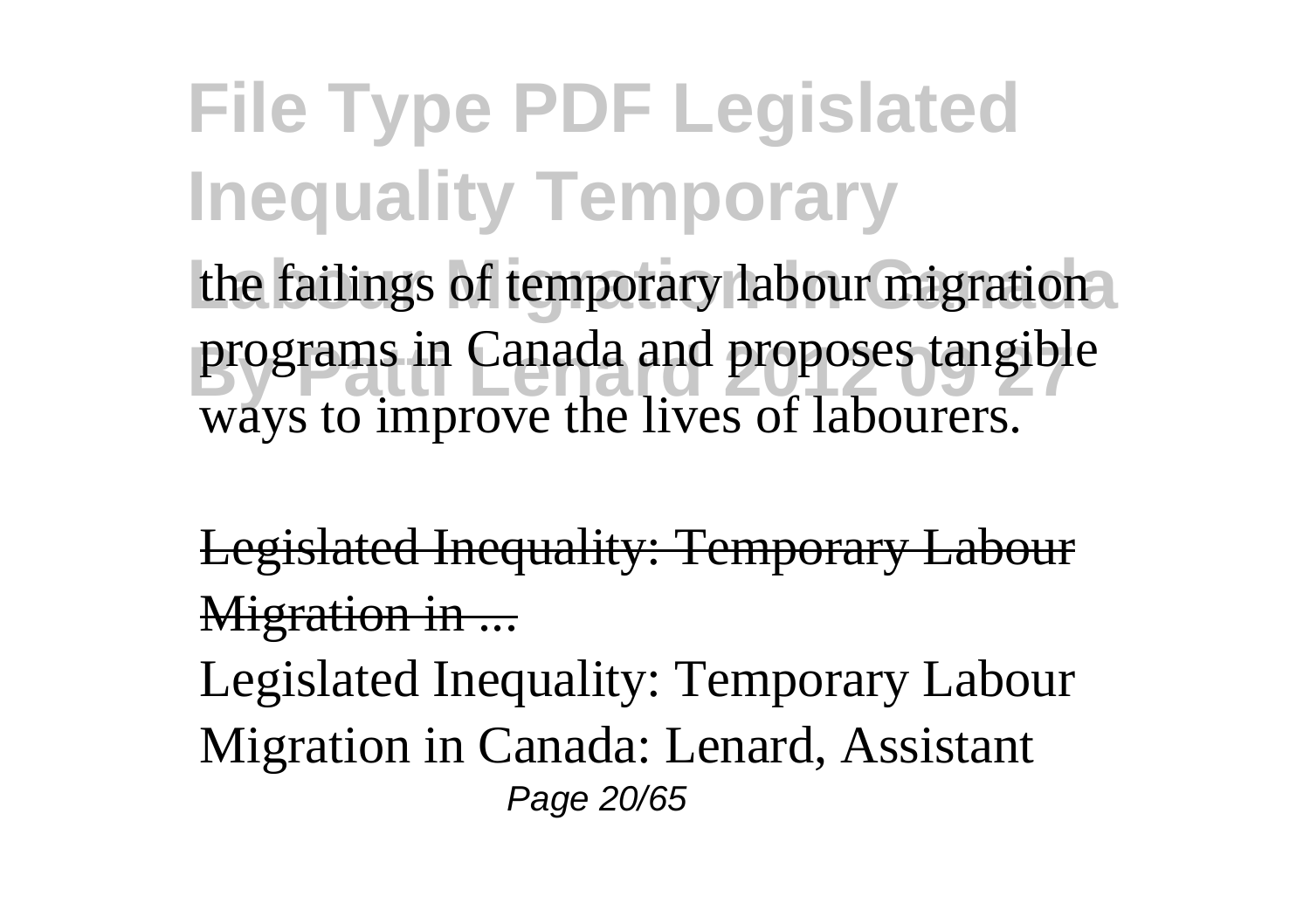the failings of temporary labour migration programs in Canada and proposes tangible ways to improve the lives of labourers.

Legislated Inequality: Temporary Labour Migration in ...

Legislated Inequality: Temporary Labour Migration in Canada: Lenard, Assistant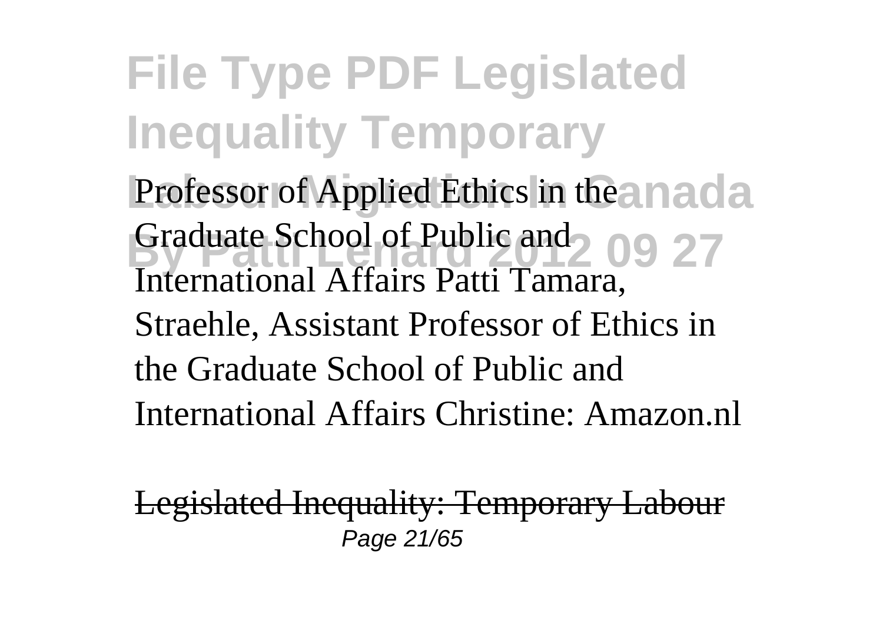Professor of Applied Ethics in the Graduate School of Public and International Affairs Patti Tamara, Straehle, Assistant Professor of Ethics in the Graduate School of Public and International Affairs Christine: Amazon.nl

~~Legislated Inequality: Temporary Labour~~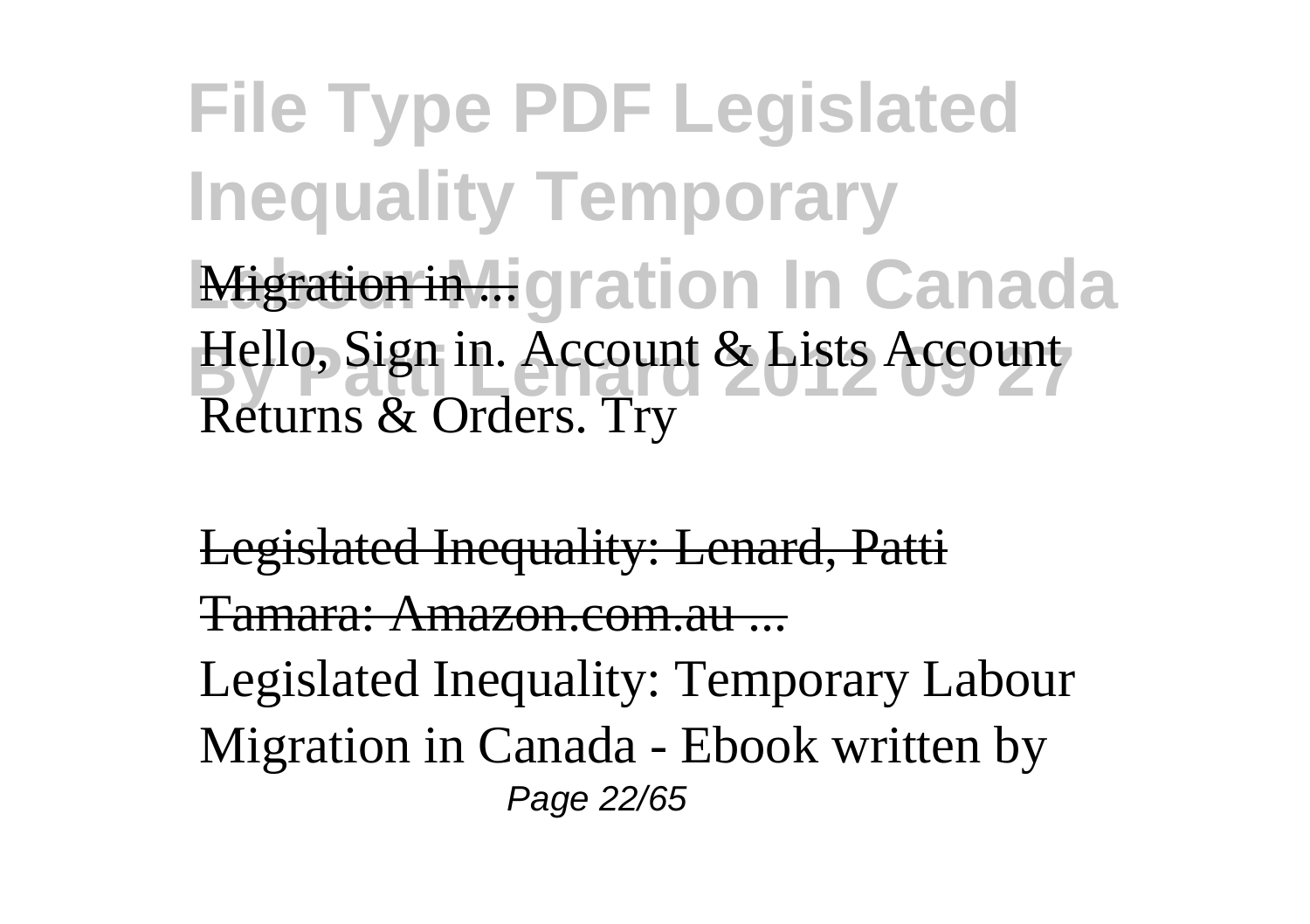Migration in ...

Hello, Sign in. Account & Lists Account Returns & Orders. Try

Legislated Inequality: Lenard, Patti Tamara: Amazon.com.au ...

Legislated Inequality: Temporary Labour Migration in Canada - Ebook written by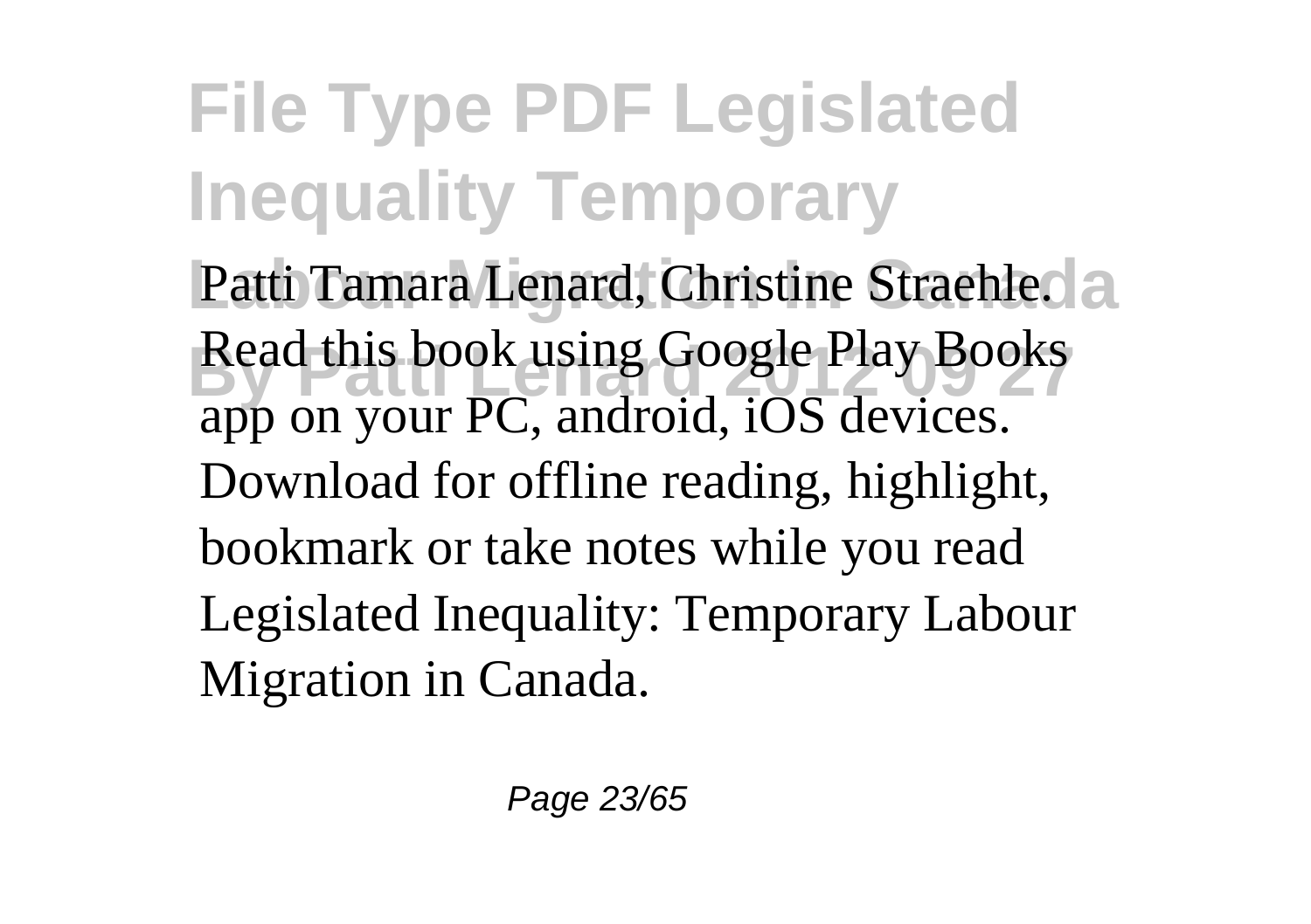Patti Tamara Lenard, Christine Straehle. Read this book using Google Play Books app on your PC, android, iOS devices. Download for offline reading, highlight, bookmark or take notes while you read Legislated Inequality: Temporary Labour Migration in Canada.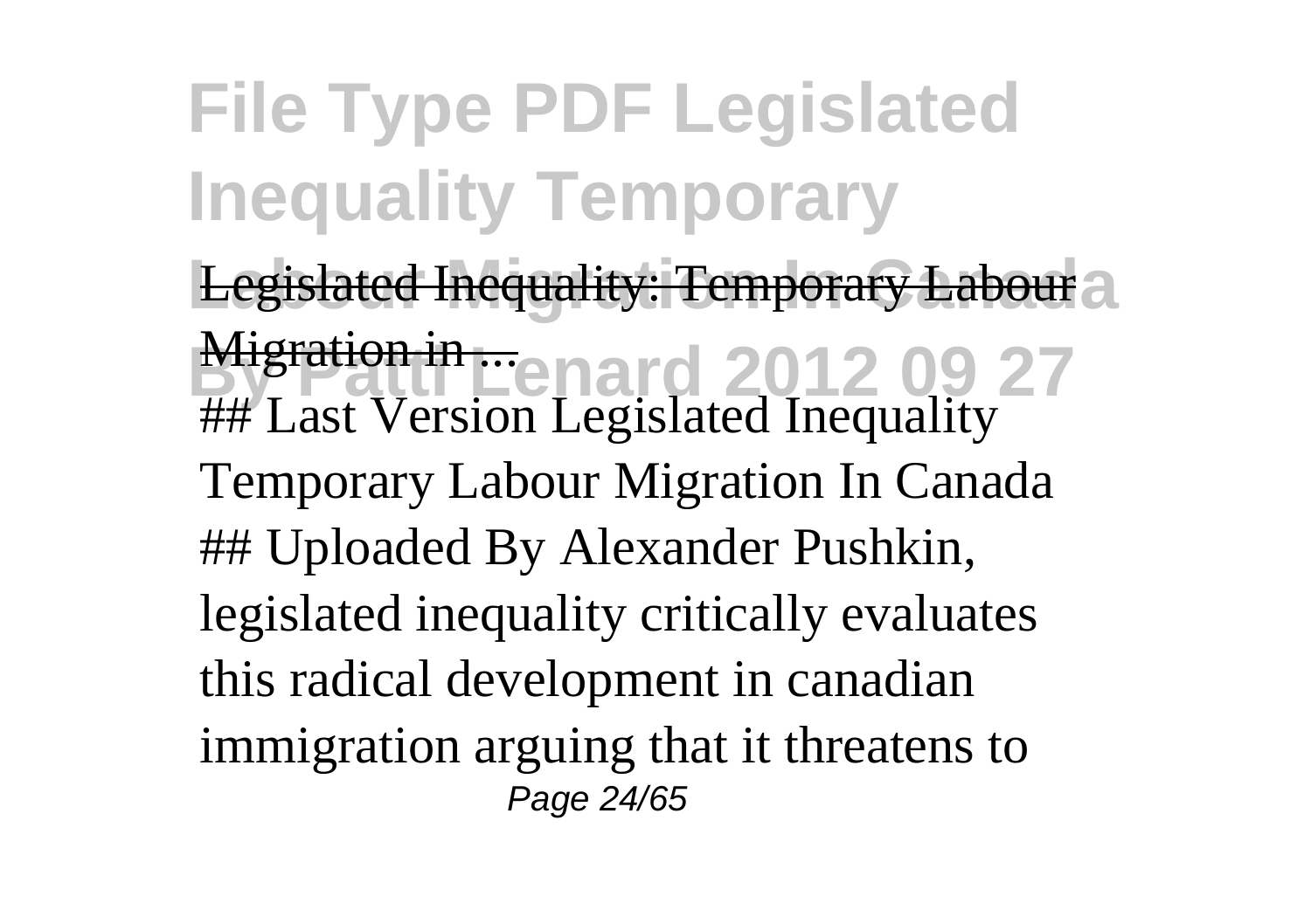Legislated Inequality: Temporary Labour Migration in ...

## Last Version Legislated Inequality Temporary Labour Migration In Canada ## Uploaded By Alexander Pushkin, legislated inequality critically evaluates this radical development in canadian immigration arguing that it threatens to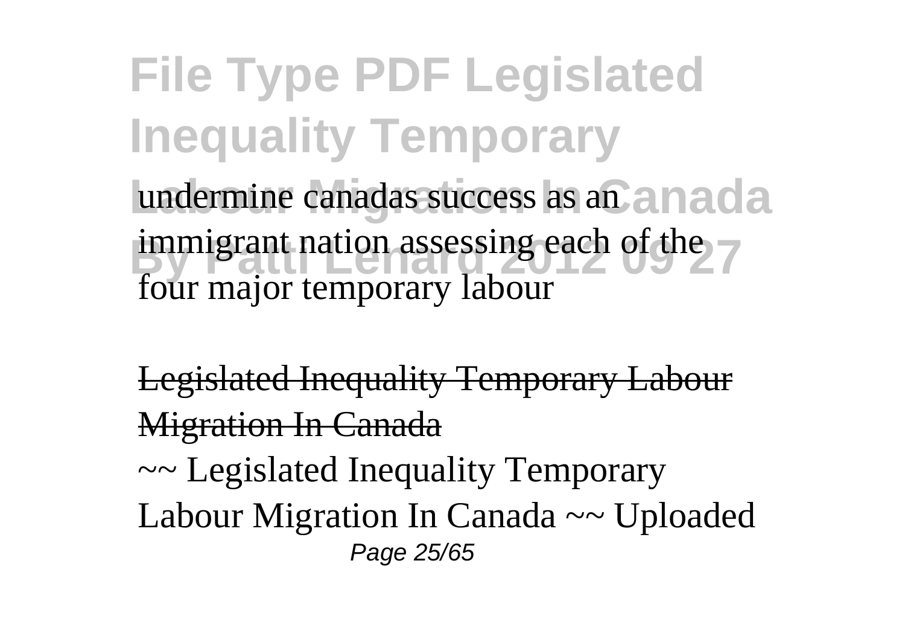undermine canadas success as an immigrant nation assessing each of the four major temporary labour

Legislated Inequality Temporary Labour Migration In Canada

~~ Legislated Inequality Temporary Labour Migration In Canada ~~ Uploaded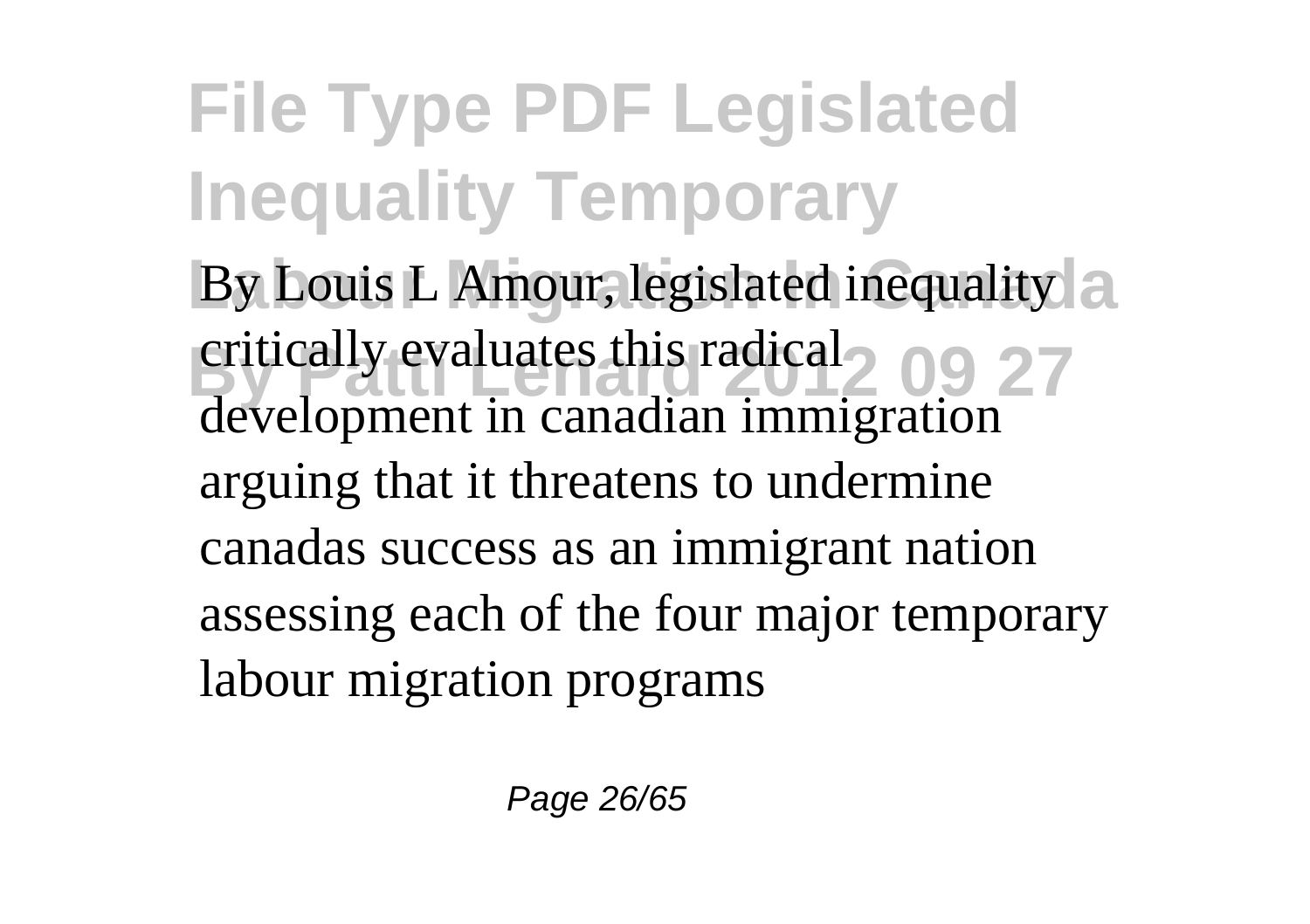By Louis L Amour, legislated inequality critically evaluates this radical development in canadian immigration arguing that it threatens to undermine canadas success as an immigrant nation assessing each of the four major temporary labour migration programs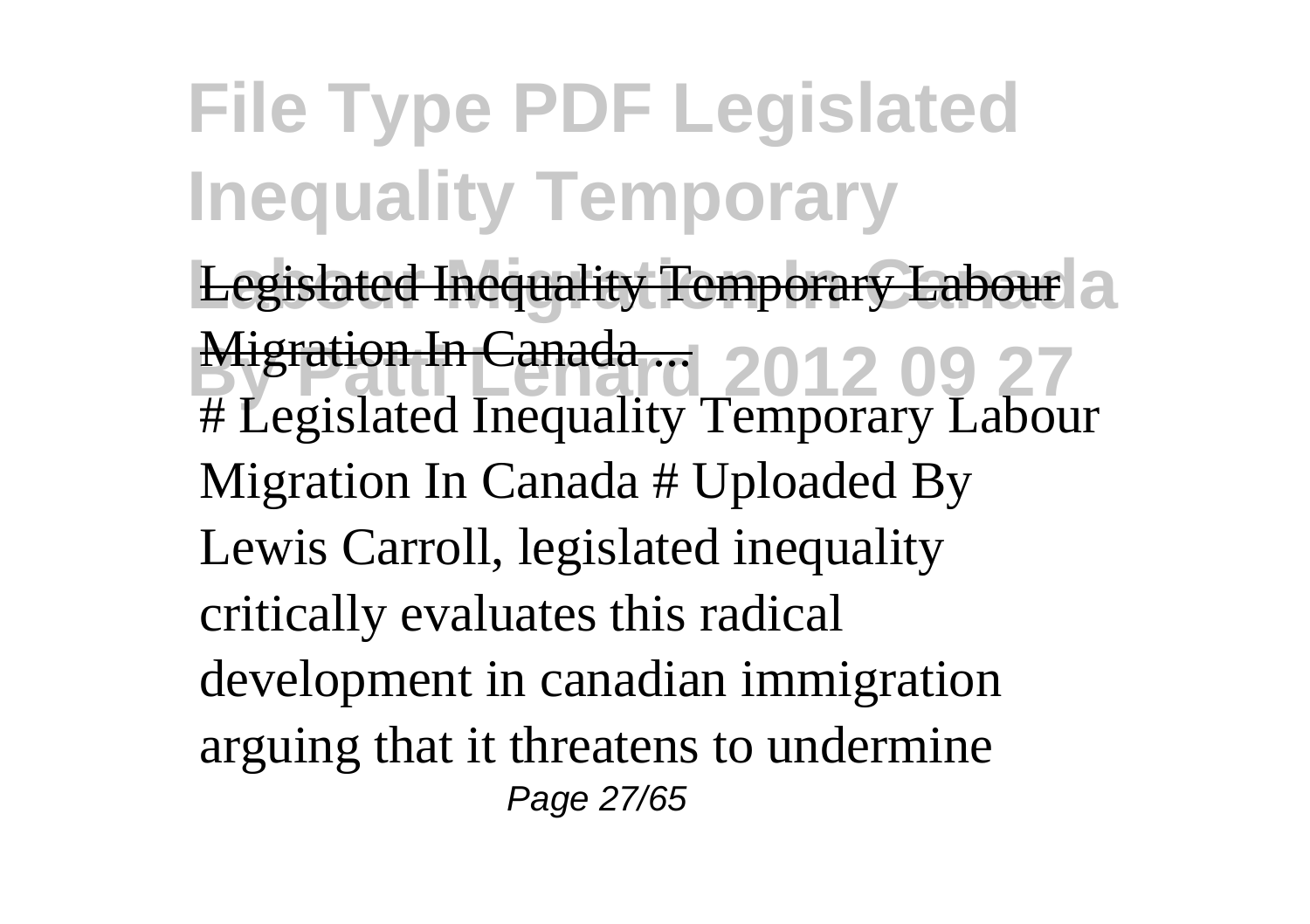Legislated Inequality Temporary Labour Migration In Canada ...

# Legislated Inequality Temporary Labour Migration In Canada # Uploaded By Lewis Carroll, legislated inequality critically evaluates this radical development in canadian immigration arguing that it threatens to undermine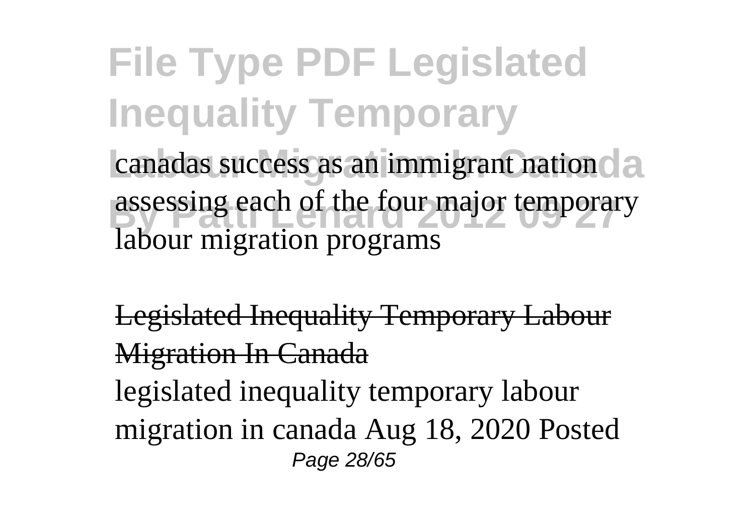canadas success as an immigrant nation assessing each of the four major temporary labour migration programs

Legislated Inequality Temporary Labour Migration In Canada

legislated inequality temporary labour migration in canada Aug 18, 2020 Posted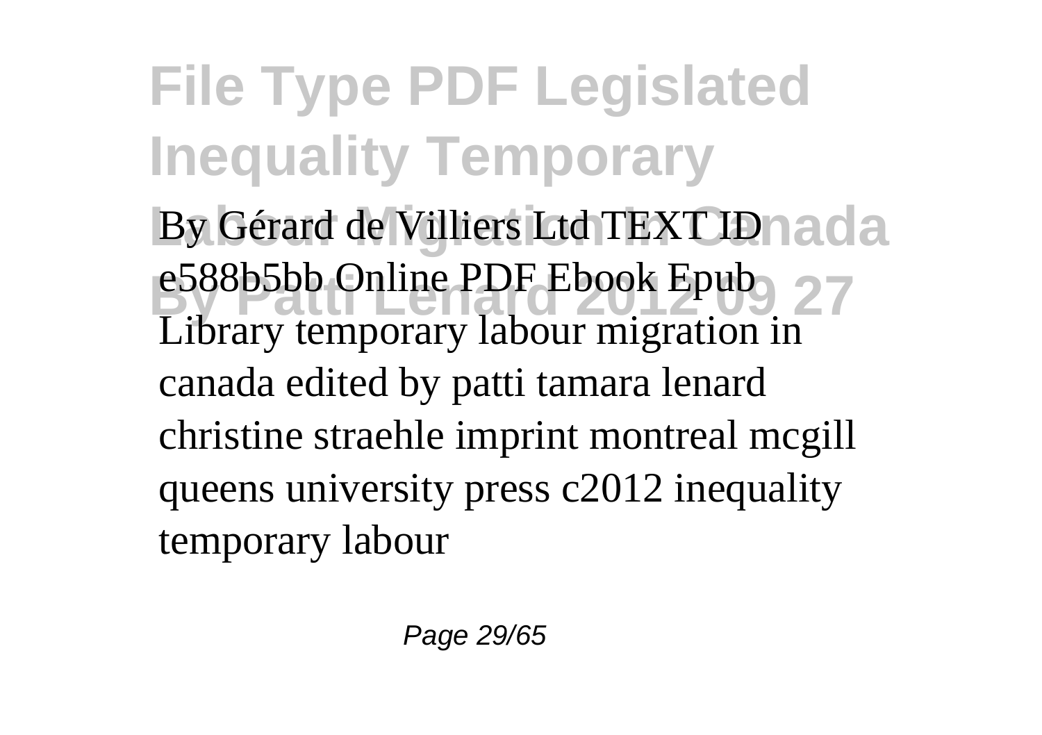By Gérard de Villiers Ltd TEXT ID e588b5bb Online PDF Ebook Epub Library temporary labour migration in canada edited by patti tamara lenard christine straehle imprint montreal mcgill queens university press c2012 inequality temporary labour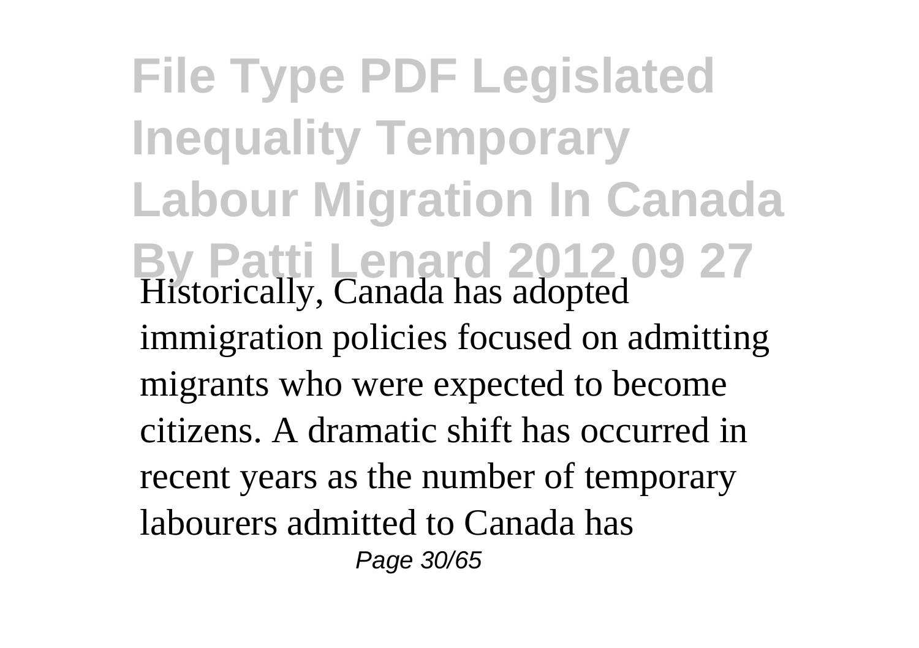# File Type PDF Legislated Inequality Temporary Labour Migration In Canada By Patti Lenard 2012 09 27

Historically, Canada has adopted immigration policies focused on admitting migrants who were expected to become citizens. A dramatic shift has occurred in recent years as the number of temporary labourers admitted to Canada has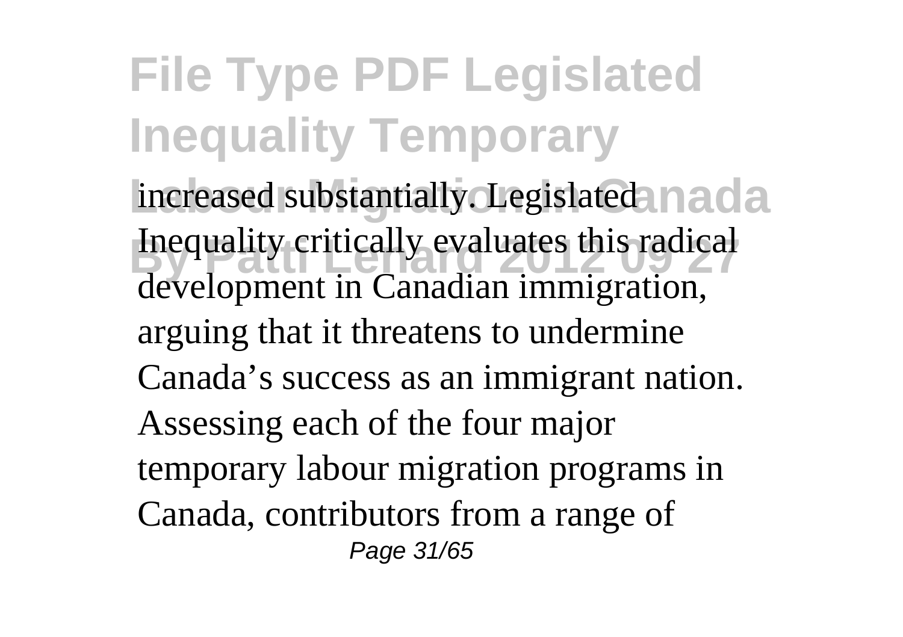increased substantially. Legislated Inequality critically evaluates this radical development in Canadian immigration, arguing that it threatens to undermine Canada's success as an immigrant nation. Assessing each of the four major temporary labour migration programs in Canada, contributors from a range of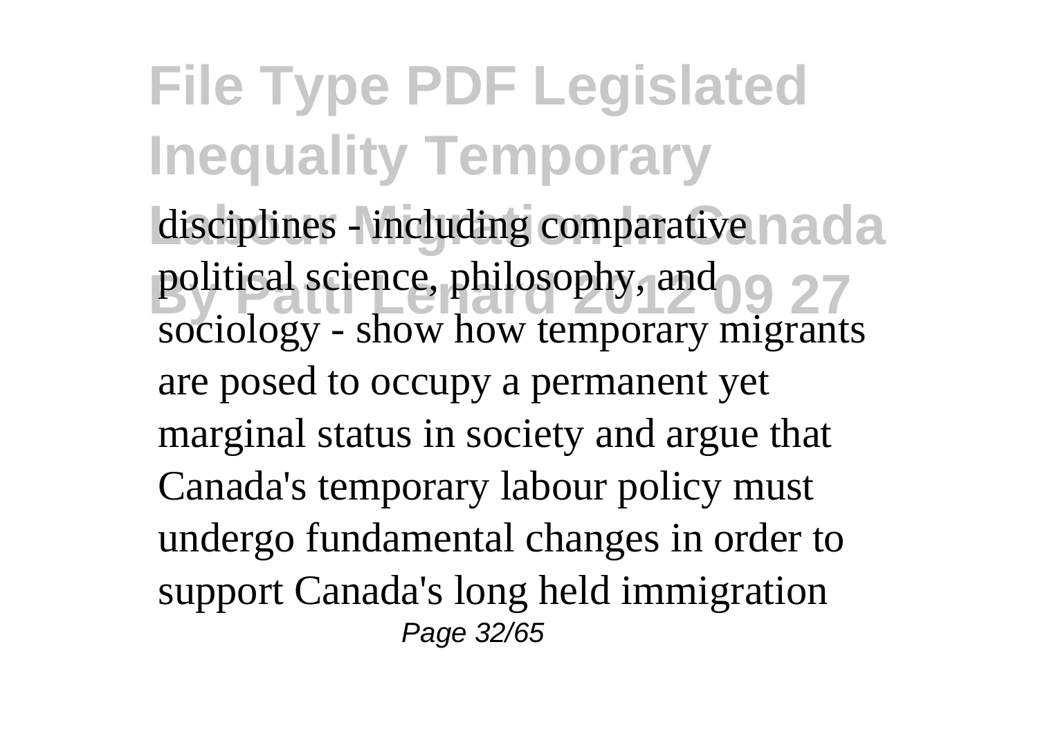disciplines - including comparative political science, philosophy, and sociology - show how temporary migrants are posed to occupy a permanent yet marginal status in society and argue that Canada's temporary labour policy must undergo fundamental changes in order to support Canada's long held immigration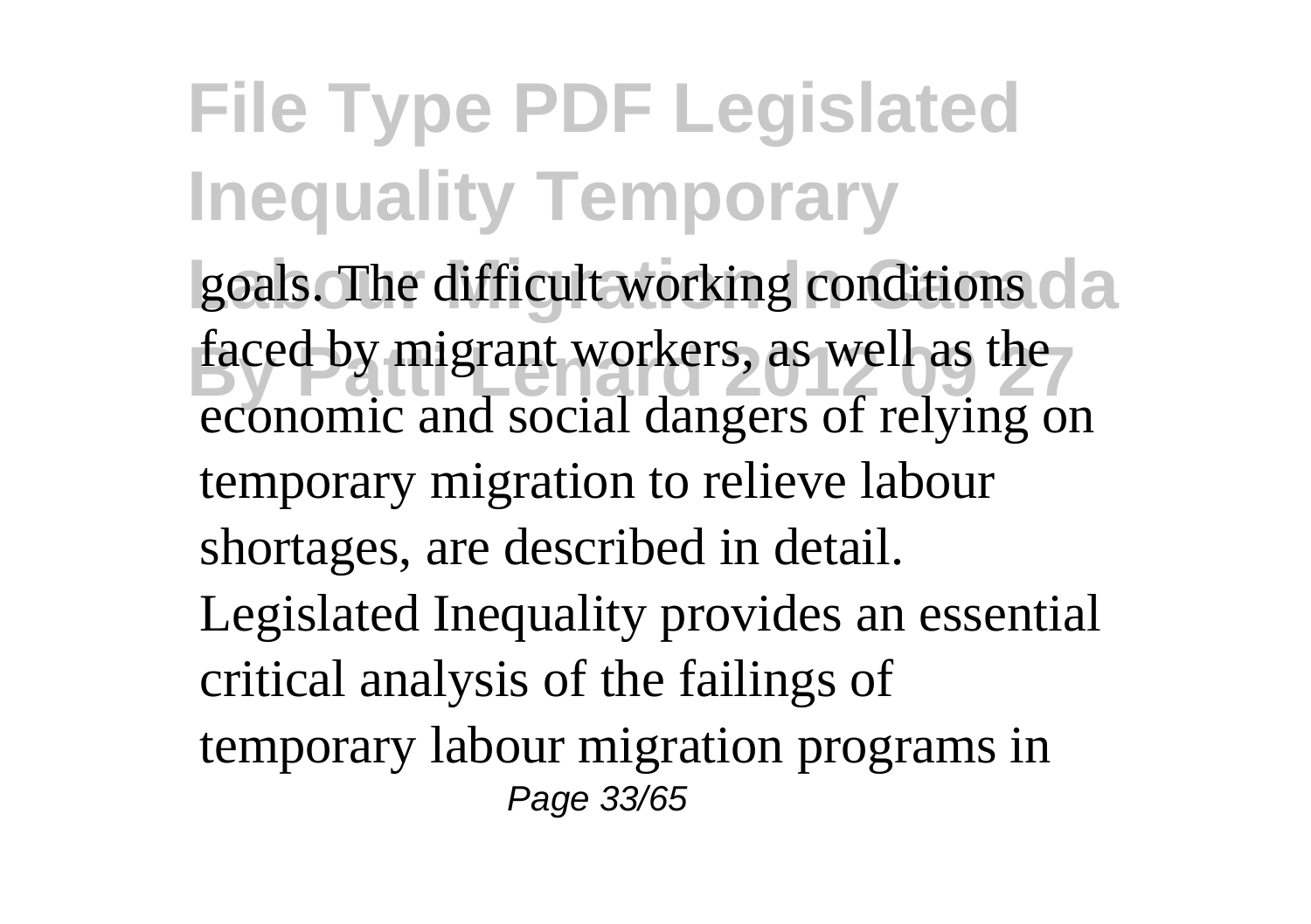goals. The difficult working conditions faced by migrant workers, as well as the economic and social dangers of relying on temporary migration to relieve labour shortages, are described in detail. Legislated Inequality provides an essential critical analysis of the failings of temporary labour migration programs in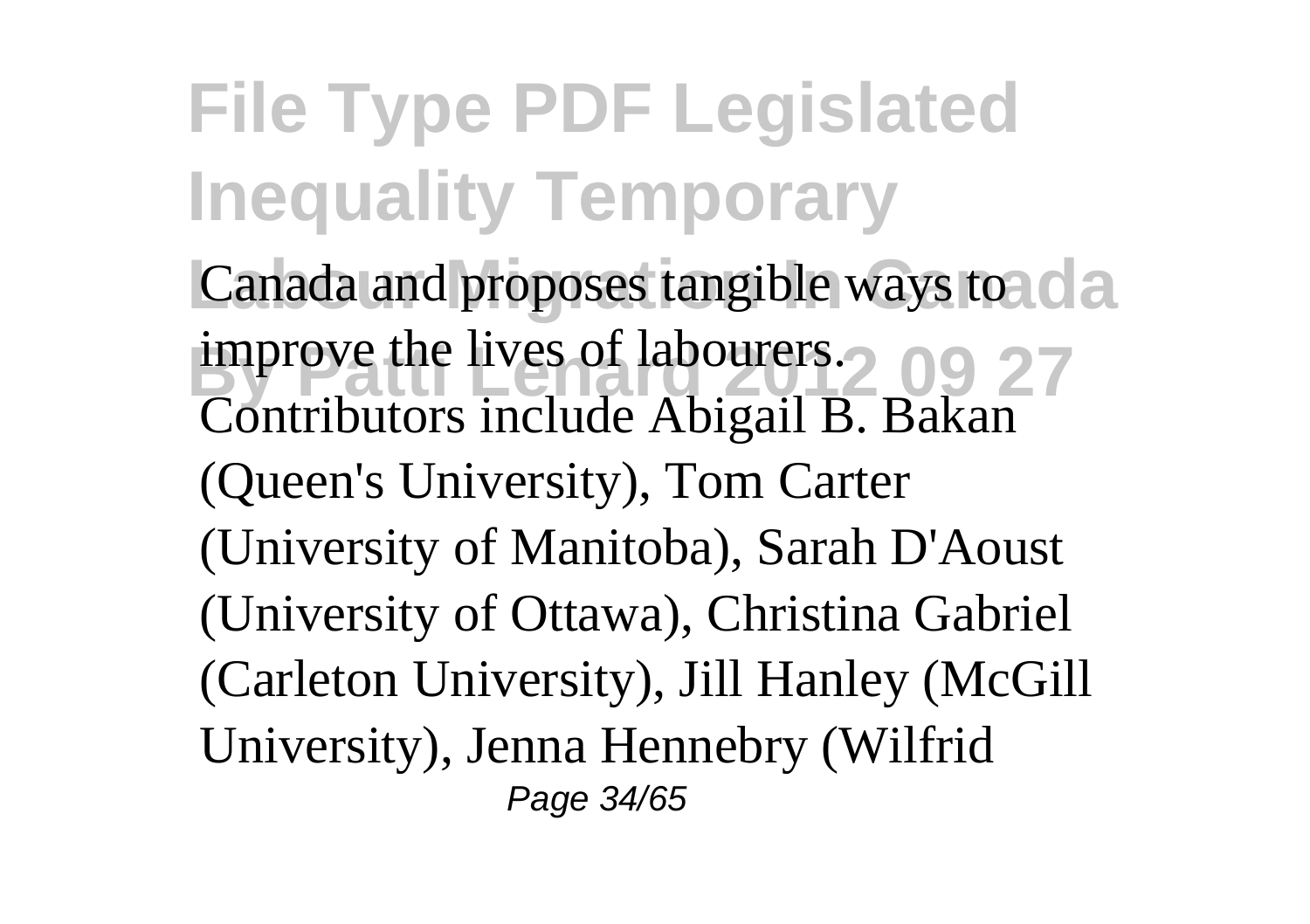Canada and proposes tangible ways to improve the lives of labourers. Contributors include Abigail B. Bakan (Queen's University), Tom Carter (University of Manitoba), Sarah D'Aoust (University of Ottawa), Christina Gabriel (Carleton University), Jill Hanley (McGill University), Jenna Hennebry (Wilfrid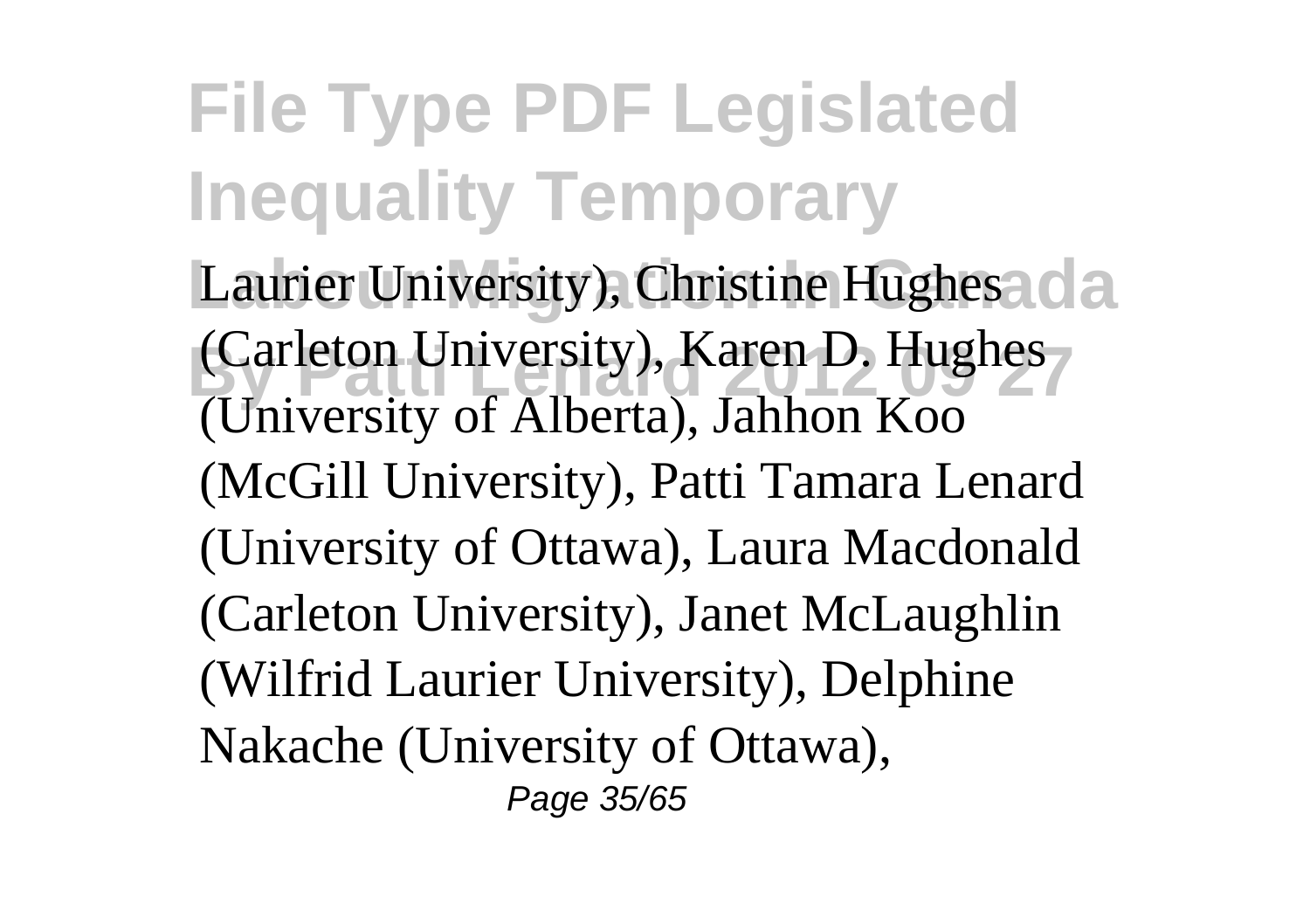Laurier University), Christine Hughes (Carleton University), Karen D. Hughes (University of Alberta), Jahhon Koo (McGill University), Patti Tamara Lenard (University of Ottawa), Laura Macdonald (Carleton University), Janet McLaughlin (Wilfrid Laurier University), Delphine Nakache (University of Ottawa),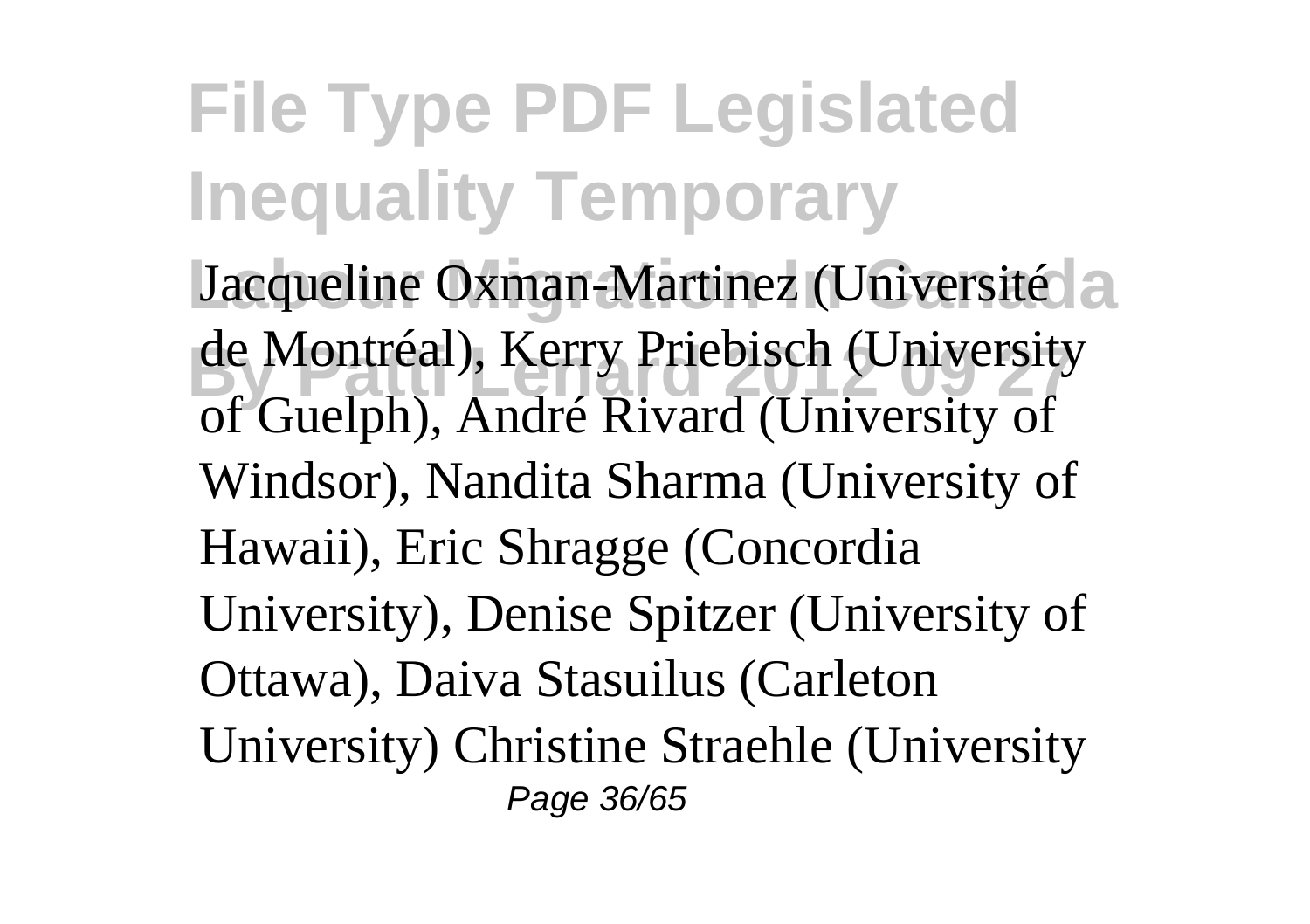Jacqueline Oxman-Martinez (Université de Montréal), Kerry Priebisch (University of Guelph), André Rivard (University of Windsor), Nandita Sharma (University of Hawaii), Eric Shragge (Concordia University), Denise Spitzer (University of Ottawa), Daiva Stasuilus (Carleton University) Christine Straehle (University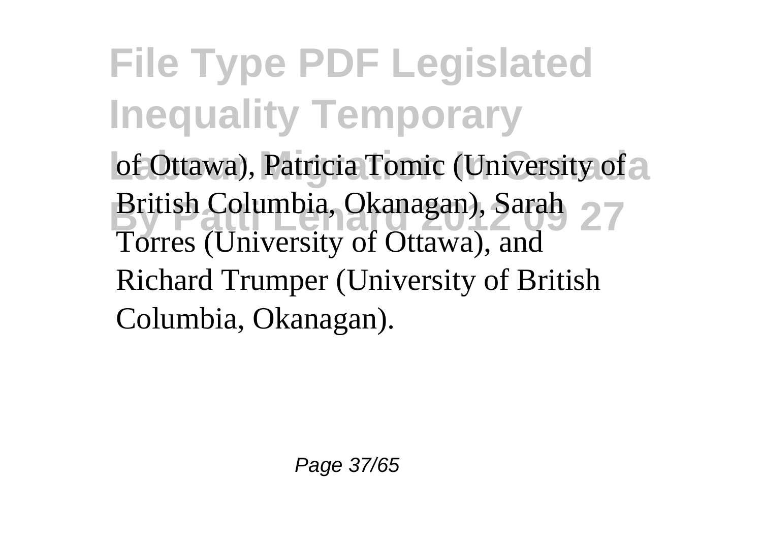of Ottawa), Patricia Tomic (University of British Columbia, Okanagan), Sarah Torres (University of Ottawa), and Richard Trumper (University of British Columbia, Okanagan).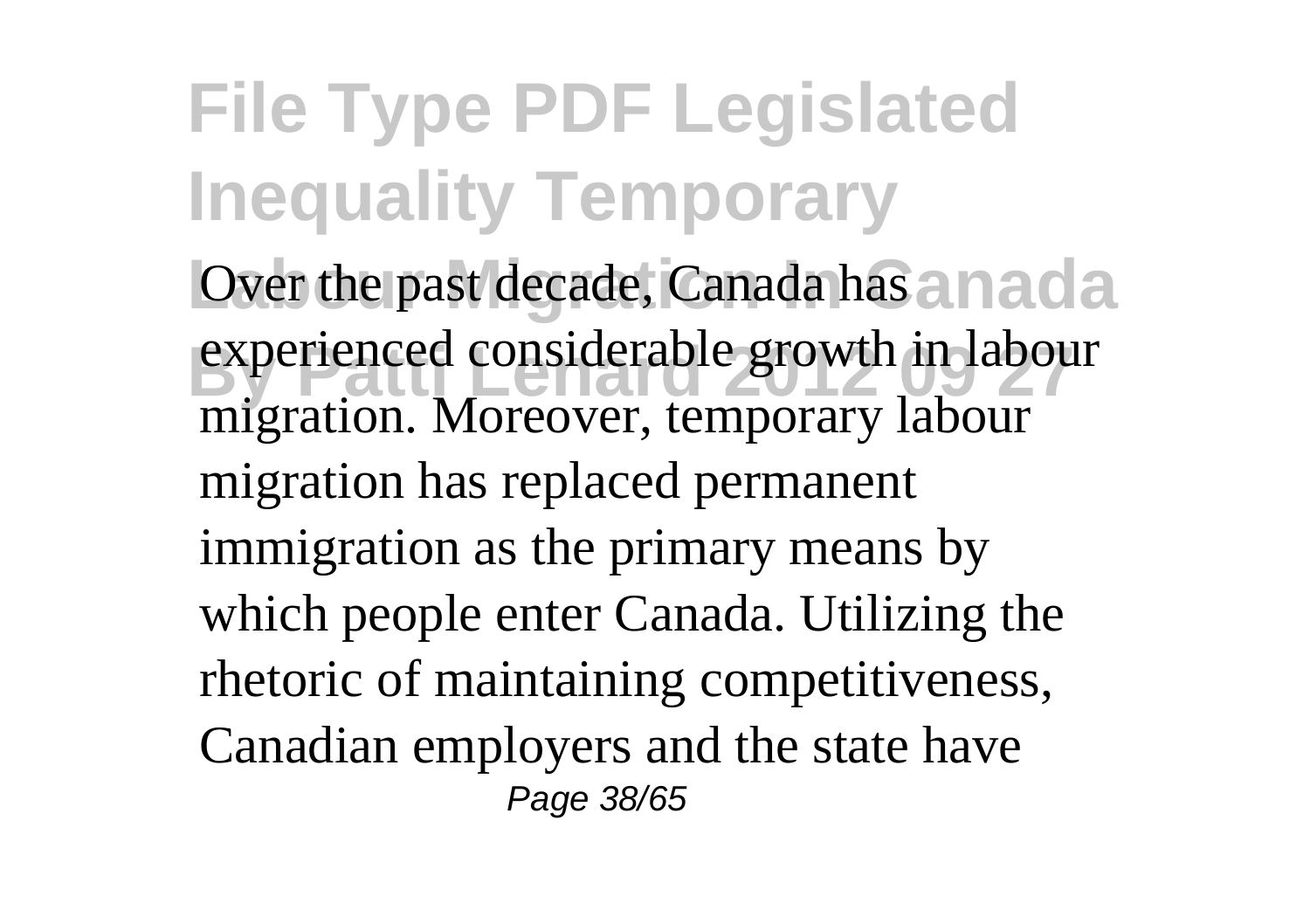Over the past decade, Canada has experienced considerable growth in labour migration. Moreover, temporary labour migration has replaced permanent immigration as the primary means by which people enter Canada. Utilizing the rhetoric of maintaining competitiveness, Canadian employers and the state have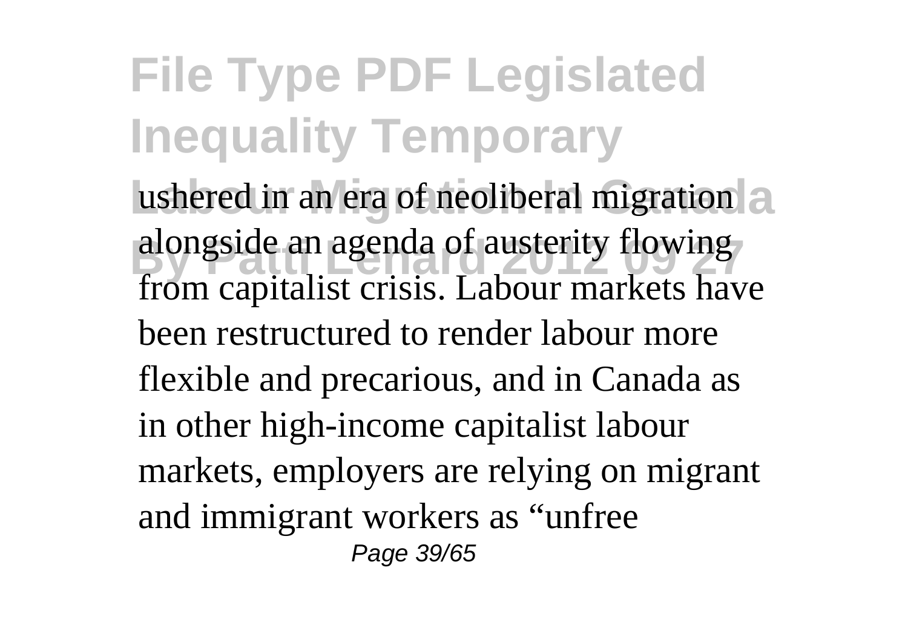ushered in an era of neoliberal migration alongside an agenda of austerity flowing from capitalist crisis. Labour markets have been restructured to render labour more flexible and precarious, and in Canada as in other high-income capitalist labour markets, employers are relying on migrant and immigrant workers as “unfree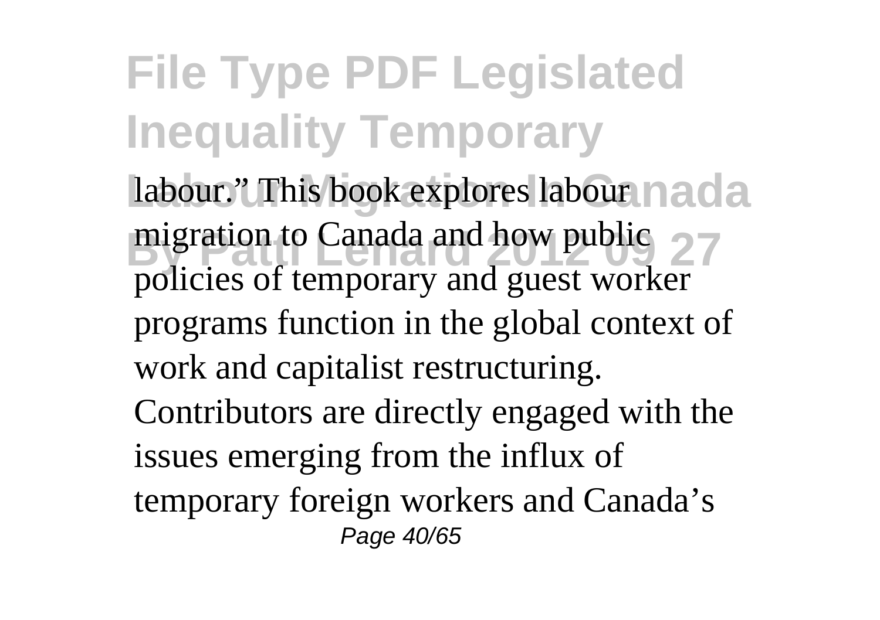labour." This book explores labour migration to Canada and how public policies of temporary and guest worker programs function in the global context of work and capitalist restructuring. Contributors are directly engaged with the issues emerging from the influx of temporary foreign workers and Canada's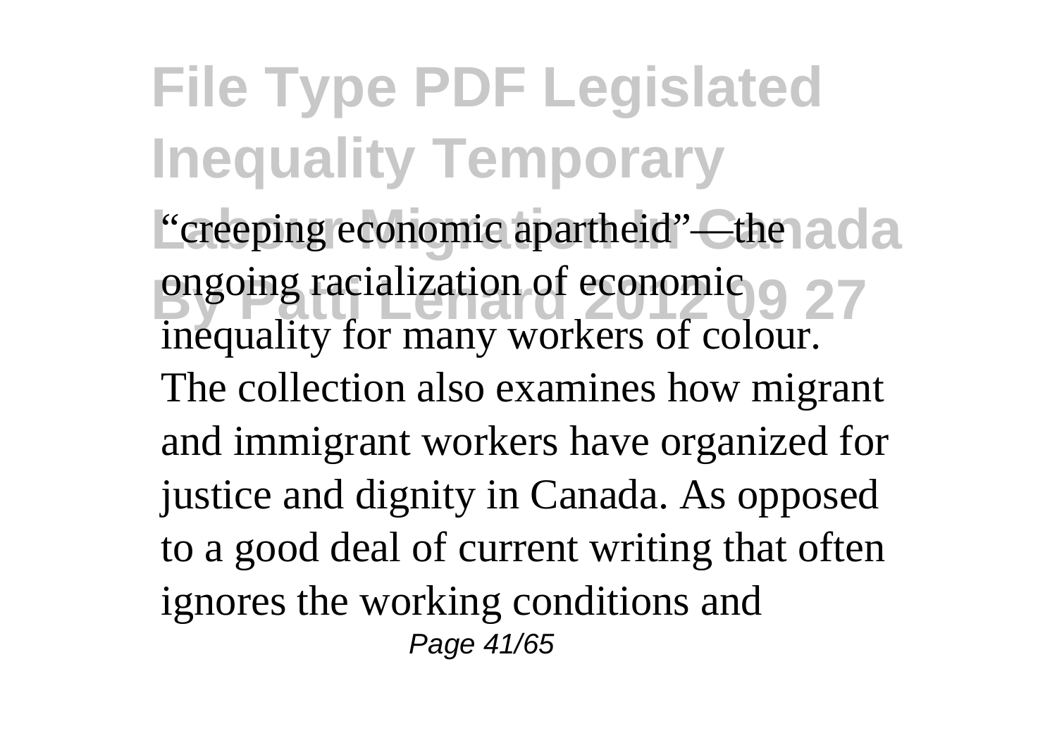"creeping economic apartheid"—the ongoing racialization of economic inequality for many workers of colour. The collection also examines how migrant and immigrant workers have organized for justice and dignity in Canada. As opposed to a good deal of current writing that often ignores the working conditions and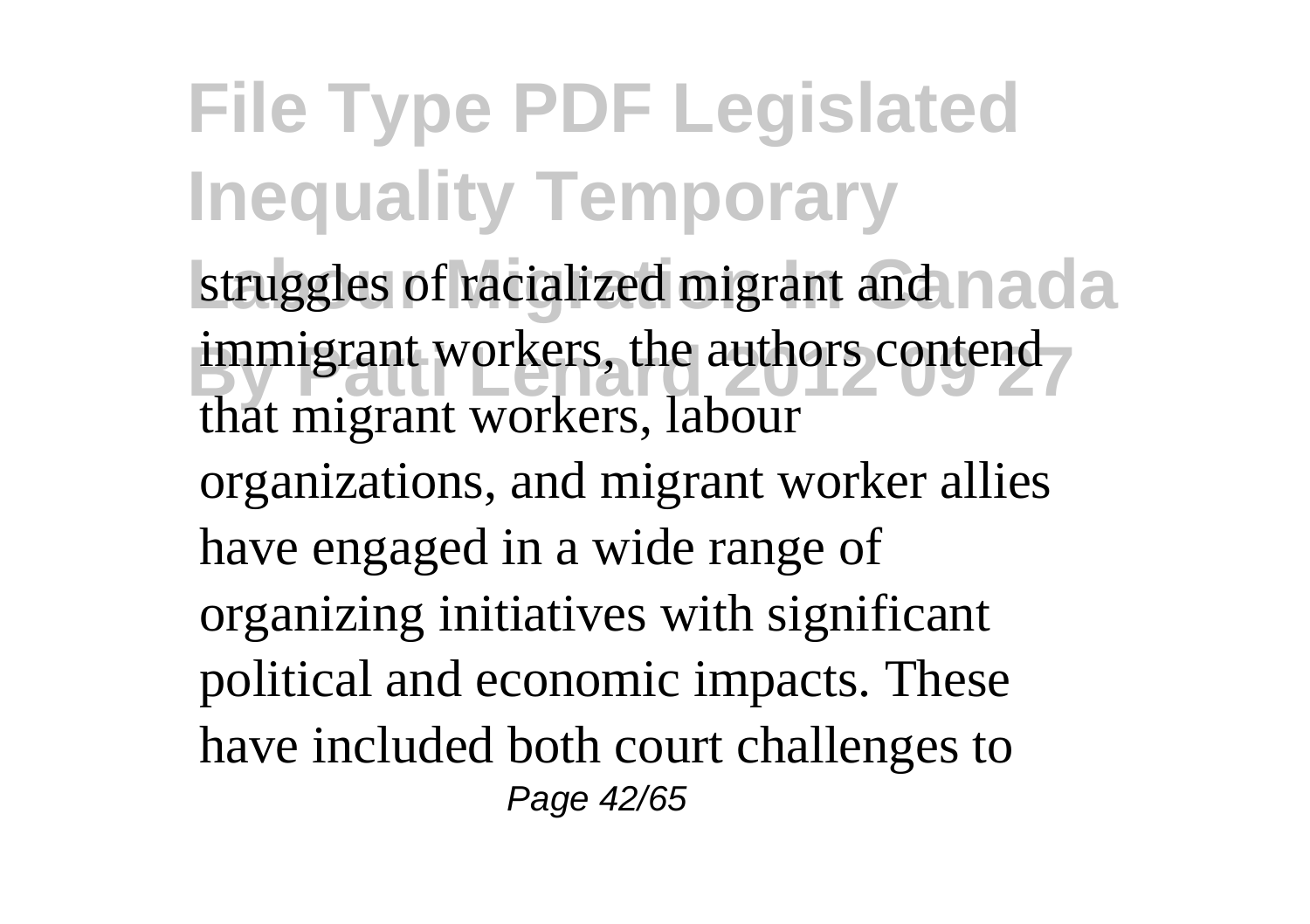struggles of racialized migrant and immigrant workers, the authors contend that migrant workers, labour organizations, and migrant worker allies have engaged in a wide range of organizing initiatives with significant political and economic impacts. These have included both court challenges to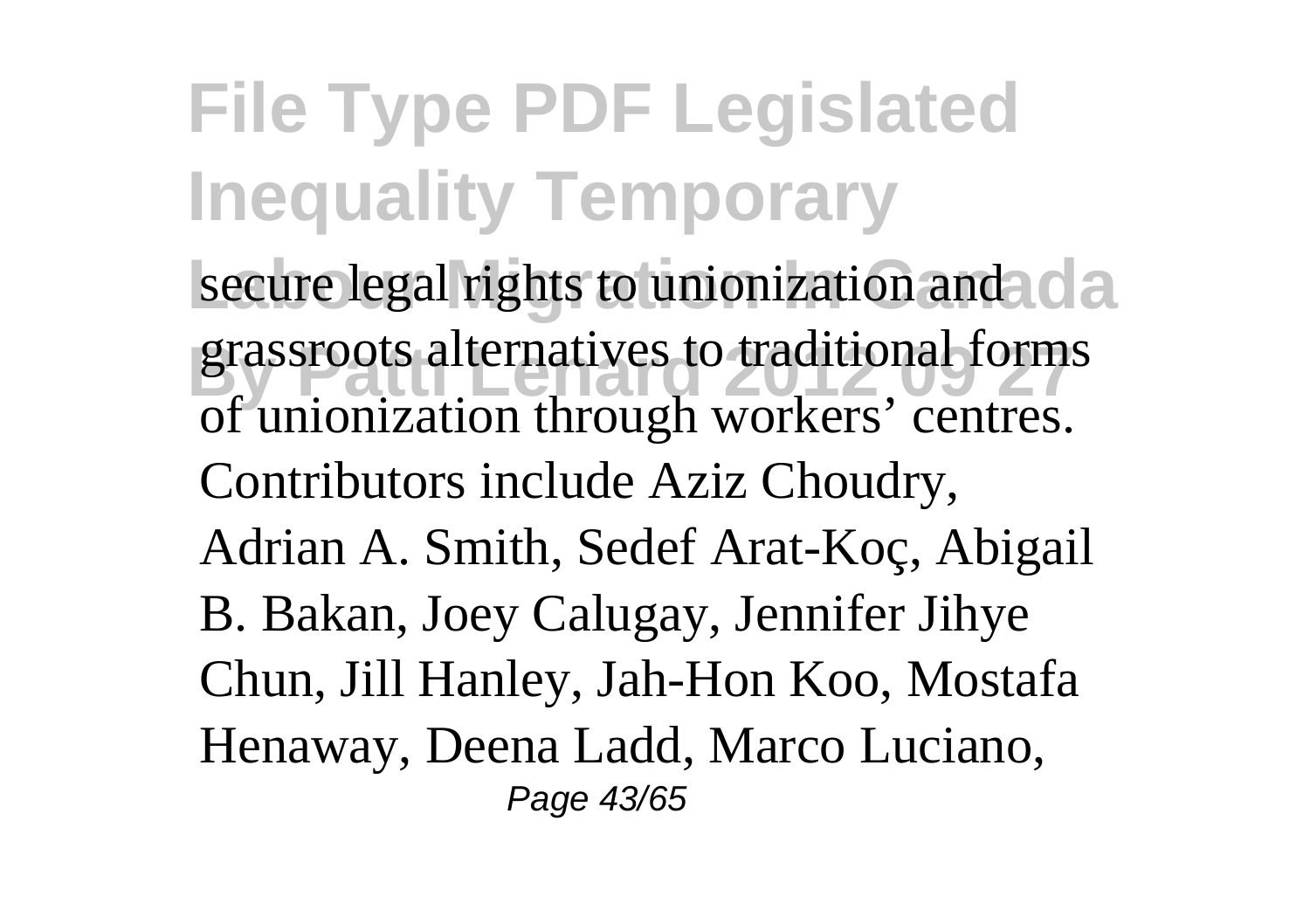secure legal rights to unionization and grassroots alternatives to traditional forms of unionization through workers' centres. Contributors include Aziz Choudry, Adrian A. Smith, Sedef Arat-Koç, Abigail B. Bakan, Joey Calugay, Jennifer Jihye Chun, Jill Hanley, Jah-Hon Koo, Mostafa Henaway, Deena Ladd, Marco Luciano,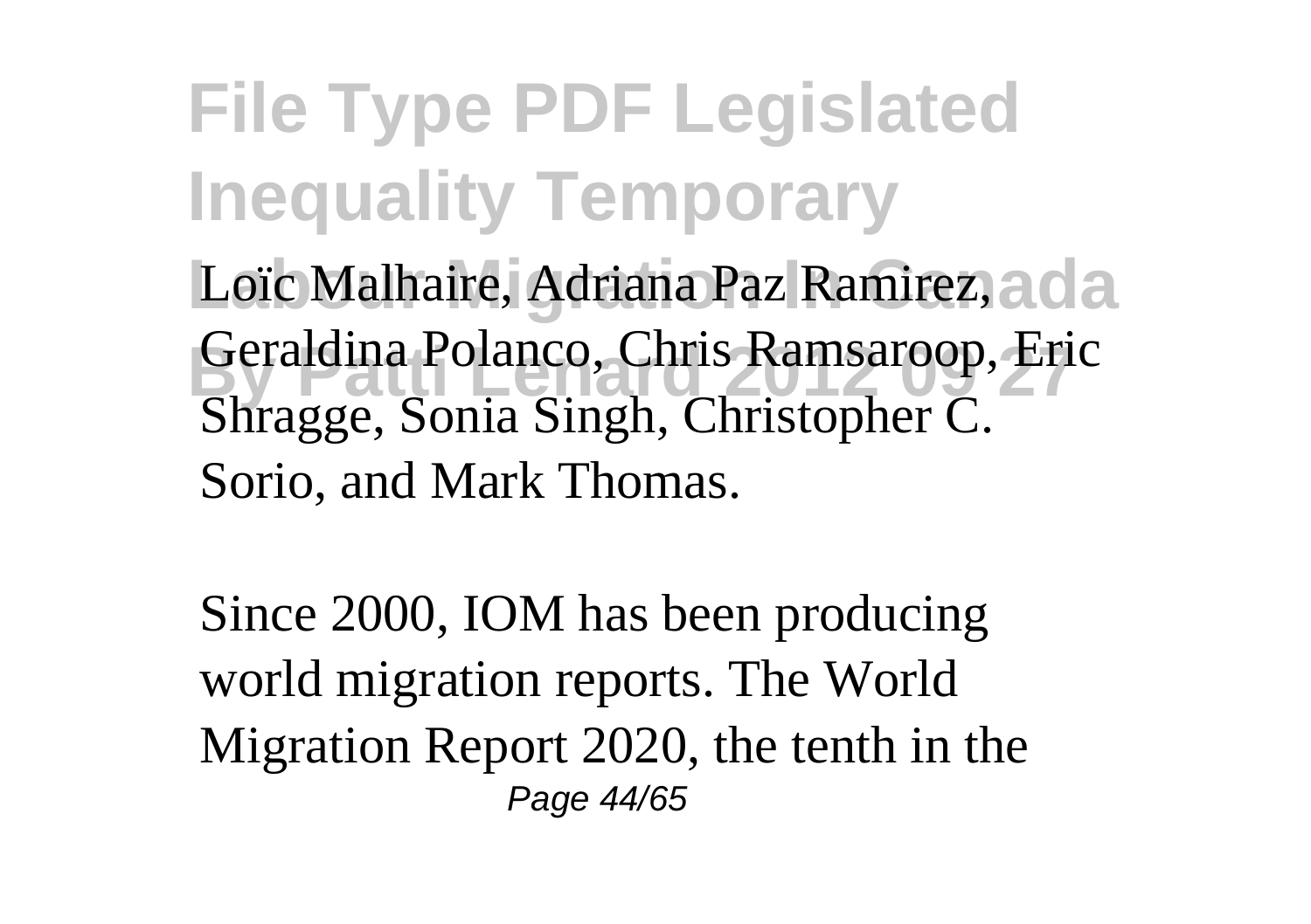Loïc Malhaire, Adriana Paz Ramirez, Geraldina Polanco, Chris Ramsaroop, Eric Shragge, Sonia Singh, Christopher C. Sorio, and Mark Thomas.

Since 2000, IOM has been producing world migration reports. The World Migration Report 2020, the tenth in the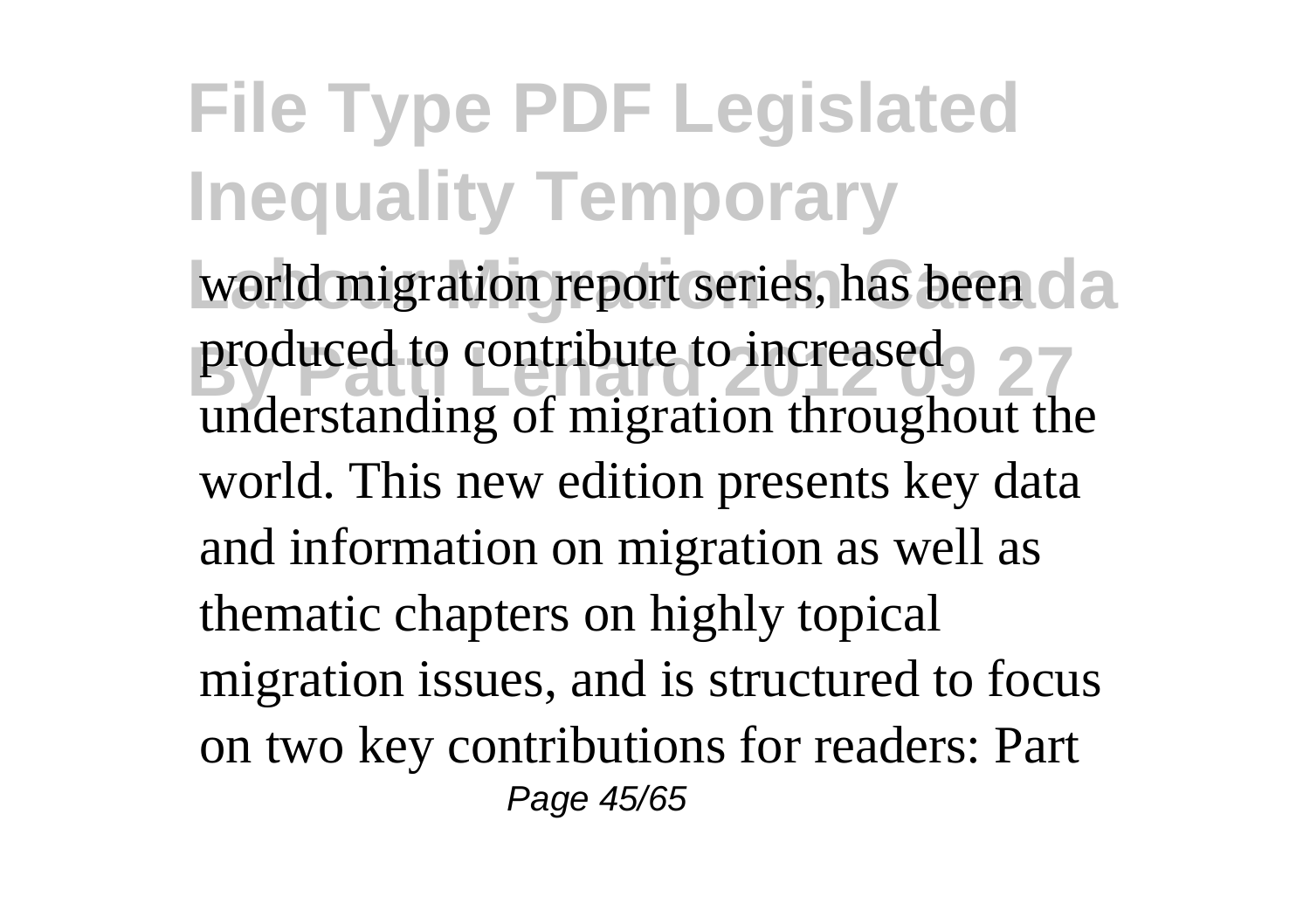world migration report series, has been produced to contribute to increased understanding of migration throughout the world. This new edition presents key data and information on migration as well as thematic chapters on highly topical migration issues, and is structured to focus on two key contributions for readers: Part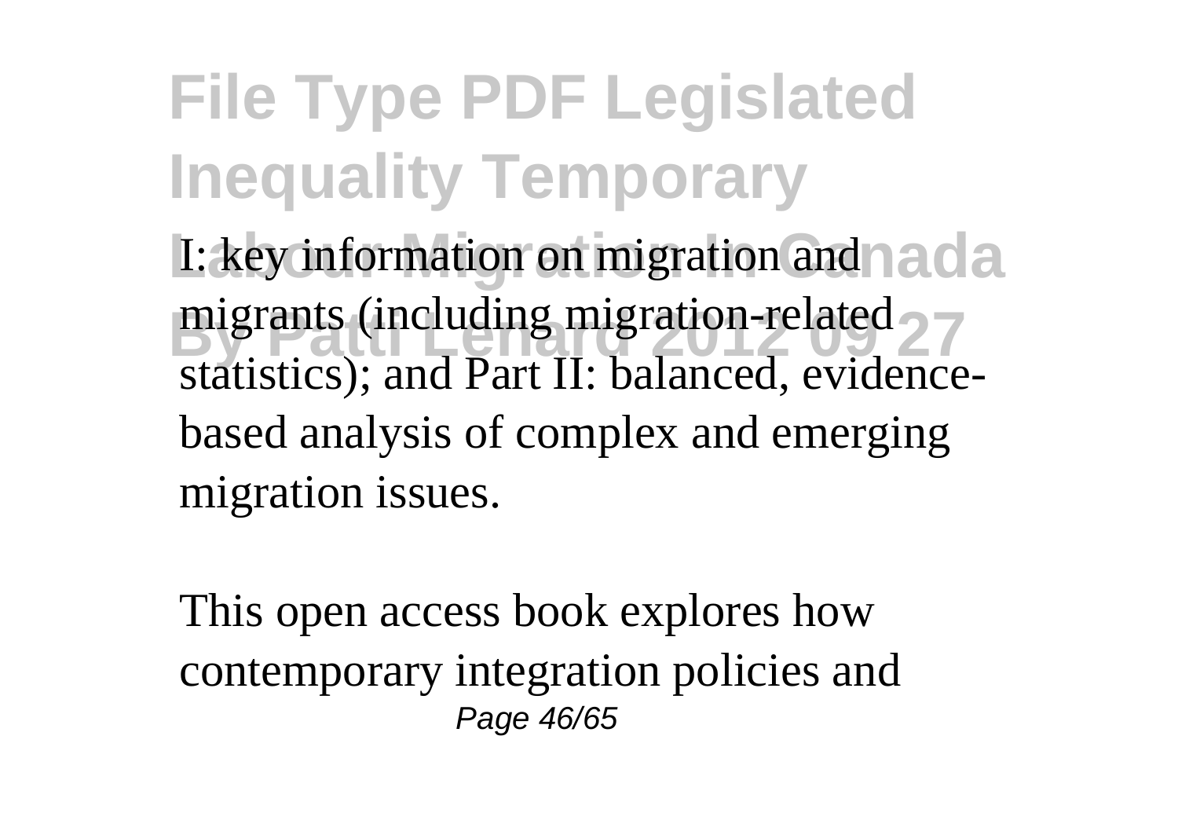I: key information on migration and migrants (including migration-related statistics); and Part II: balanced, evidence-based analysis of complex and emerging migration issues.

This open access book explores how contemporary integration policies and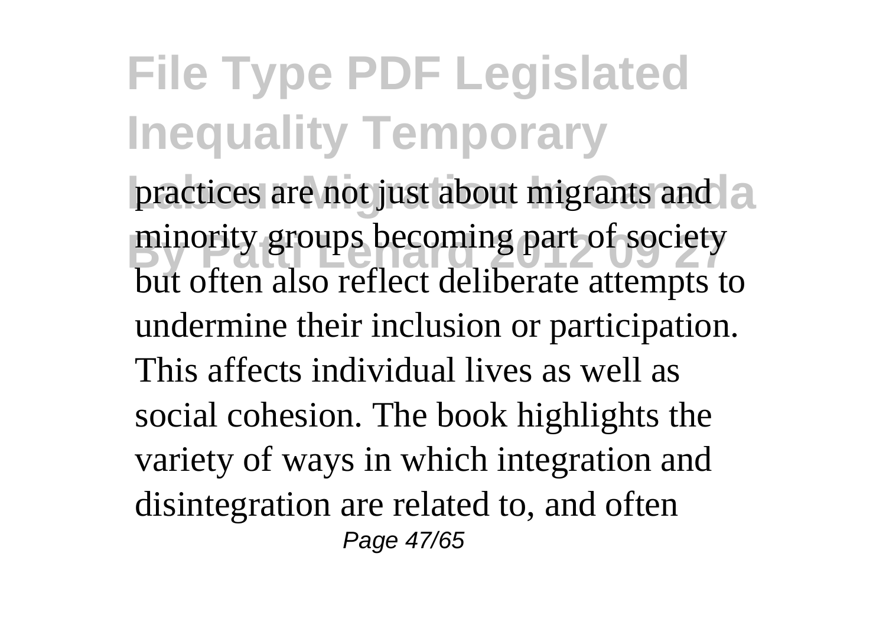practices are not just about migrants and minority groups becoming part of society but often also reflect deliberate attempts to undermine their inclusion or participation. This affects individual lives as well as social cohesion. The book highlights the variety of ways in which integration and disintegration are related to, and often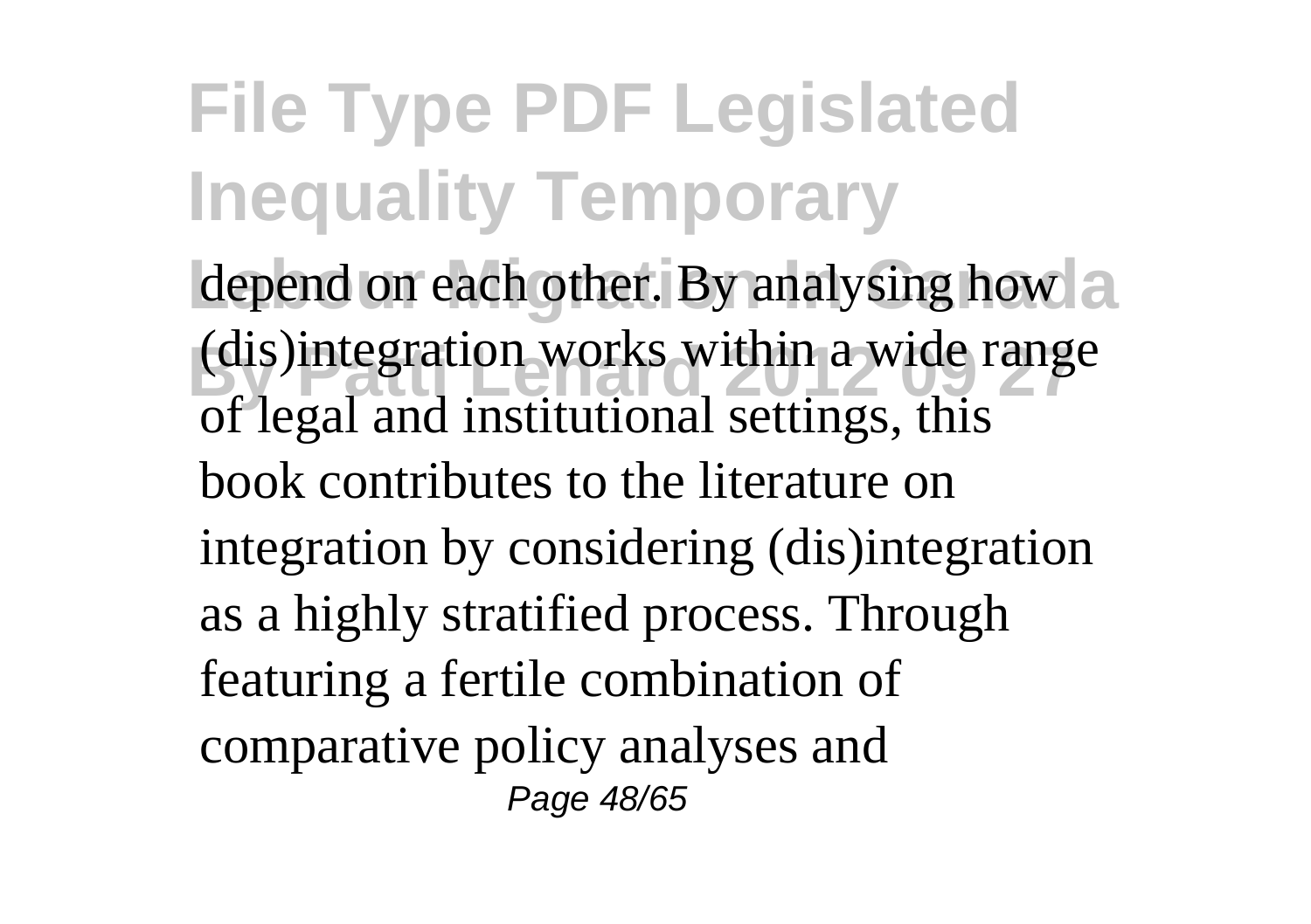depend on each other. By analysing how (dis)integration works within a wide range of legal and institutional settings, this book contributes to the literature on integration by considering (dis)integration as a highly stratified process. Through featuring a fertile combination of comparative policy analyses and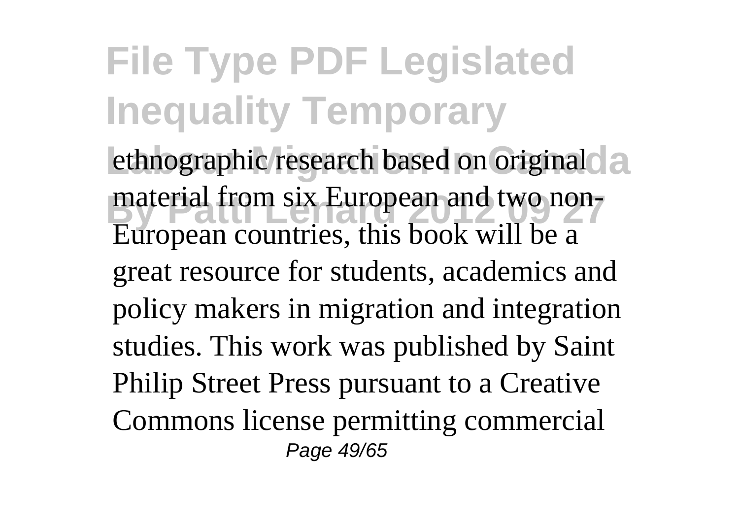ethnographic research based on original material from six European and two non-European countries, this book will be a great resource for students, academics and policy makers in migration and integration studies. This work was published by Saint Philip Street Press pursuant to a Creative Commons license permitting commercial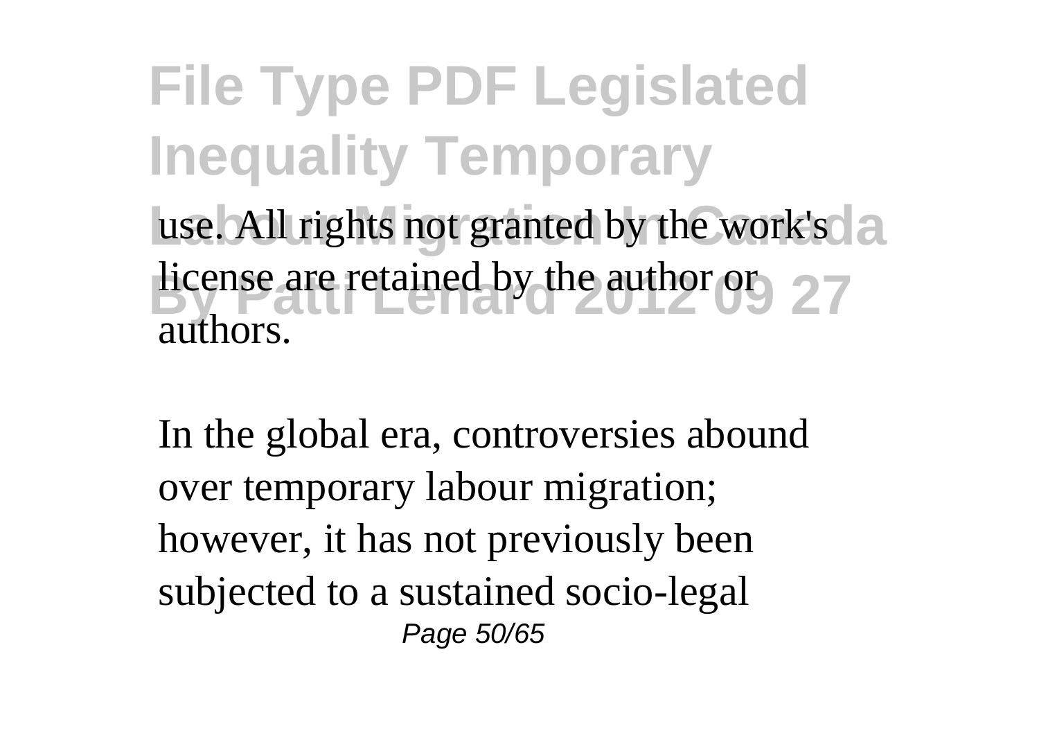use. All rights not granted by the work's license are retained by the author or authors.

In the global era, controversies abound over temporary labour migration; however, it has not previously been subjected to a sustained socio-legal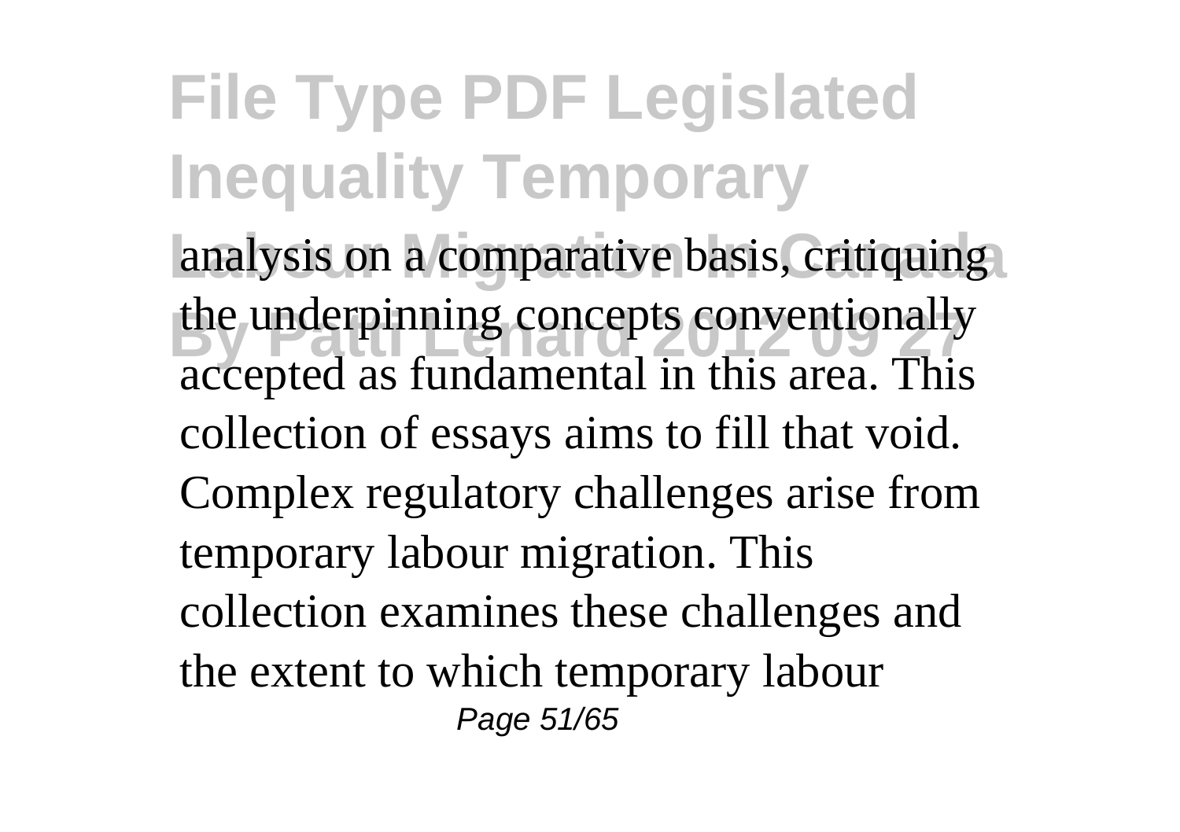analysis on a comparative basis, critiquing the underpinning concepts conventionally accepted as fundamental in this area. This collection of essays aims to fill that void. Complex regulatory challenges arise from temporary labour migration. This collection examines these challenges and the extent to which temporary labour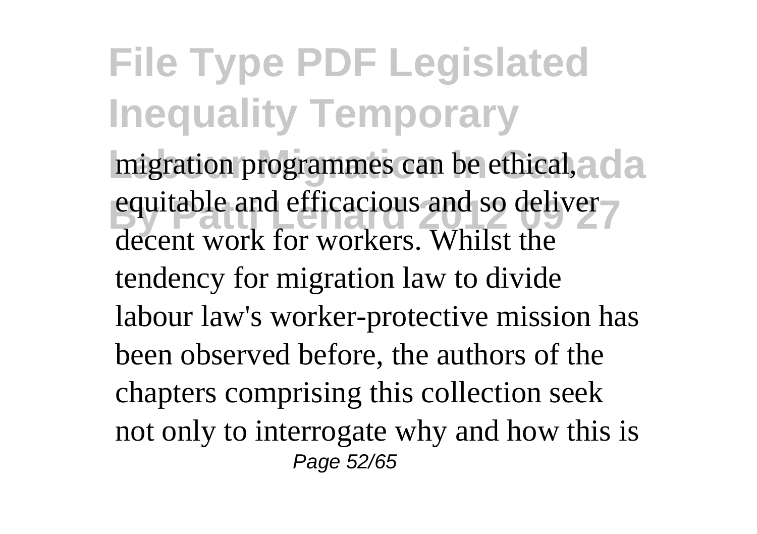migration programmes can be ethical, equitable and efficacious and so deliver decent work for workers. Whilst the tendency for migration law to divide labour law's worker-protective mission has been observed before, the authors of the chapters comprising this collection seek not only to interrogate why and how this is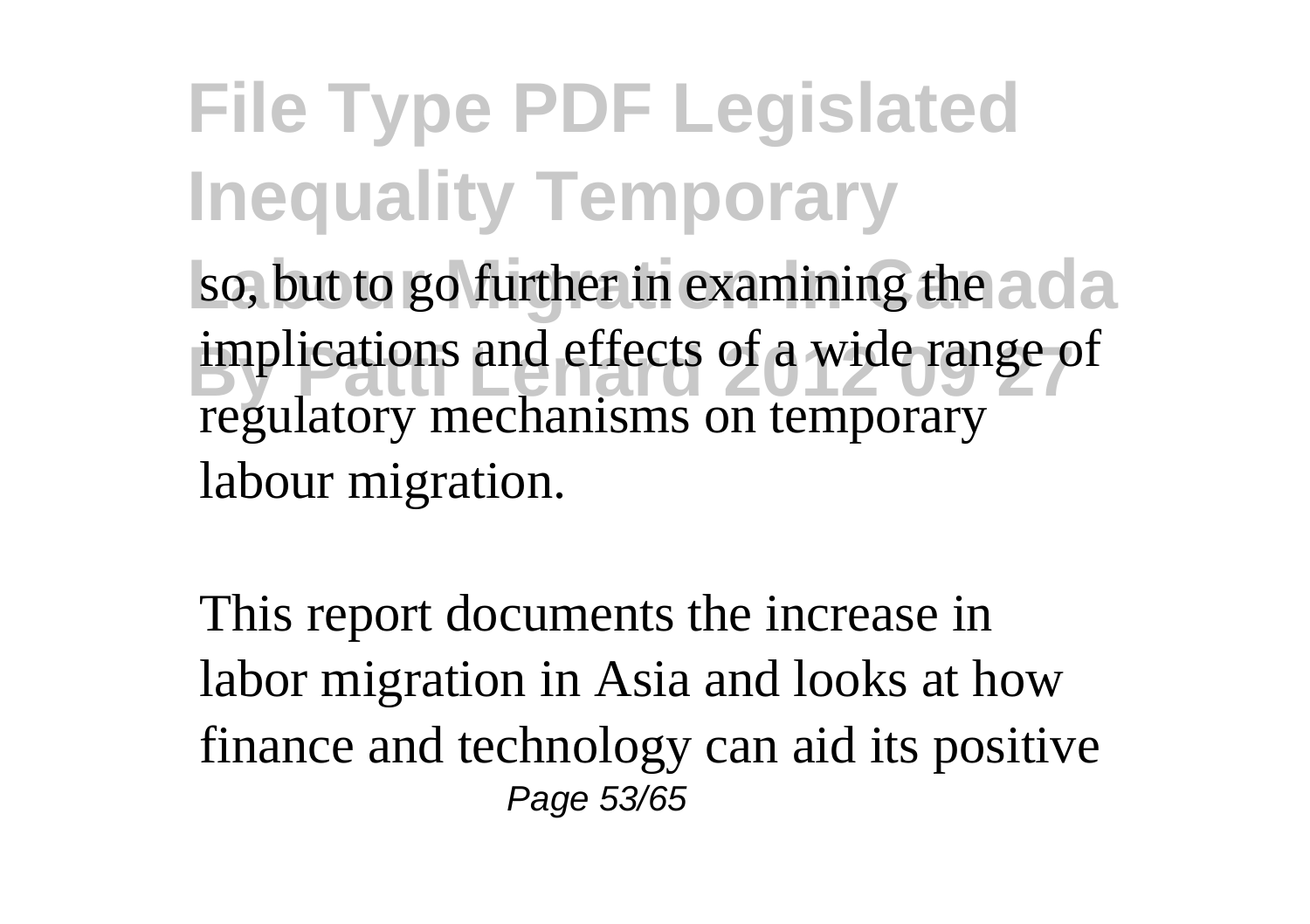so, but to go further in examining the implications and effects of a wide range of regulatory mechanisms on temporary labour migration.

This report documents the increase in labor migration in Asia and looks at how finance and technology can aid its positive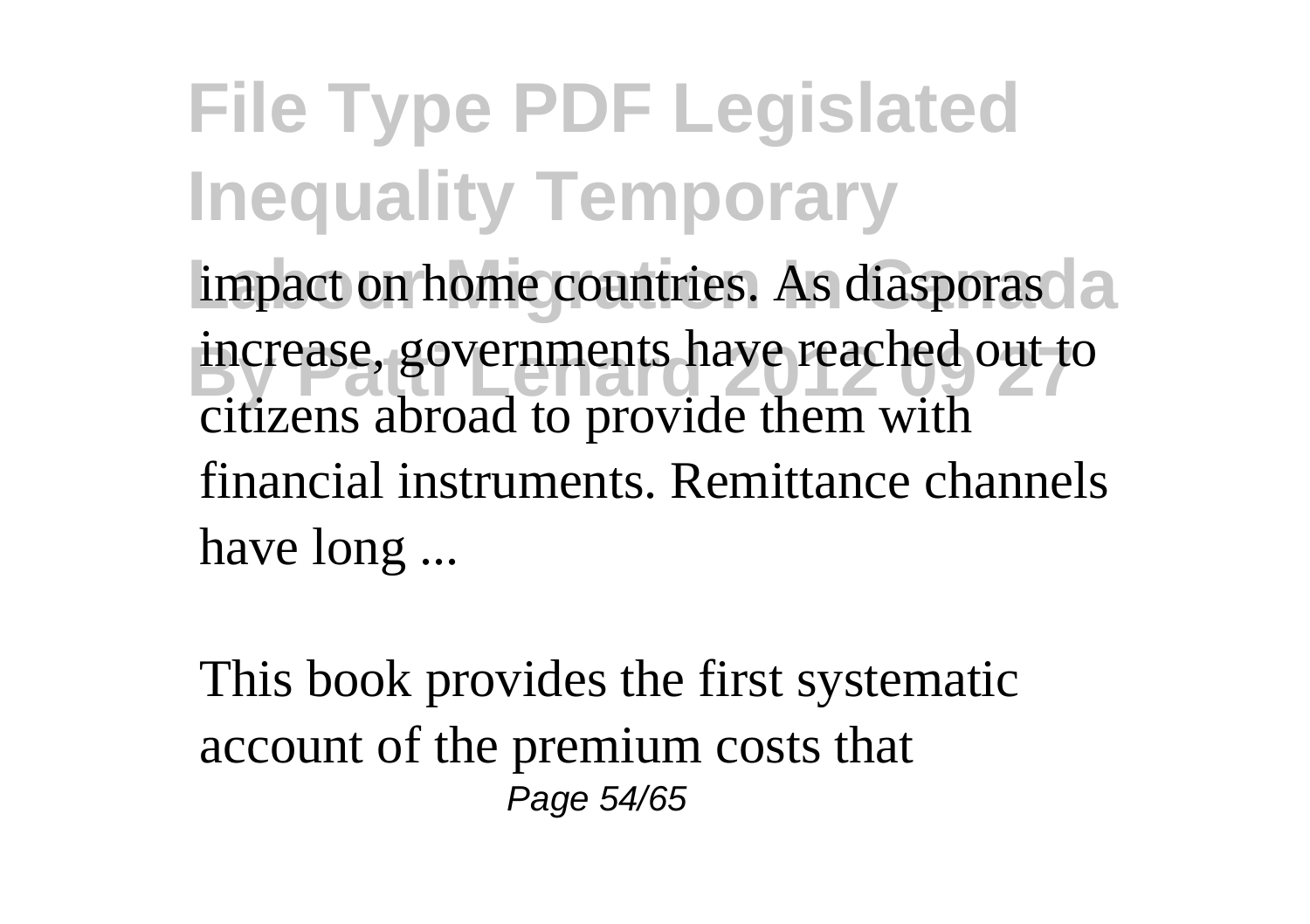impact on home countries. As diasporas increase, governments have reached out to citizens abroad to provide them with financial instruments. Remittance channels have long ...

This book provides the first systematic account of the premium costs that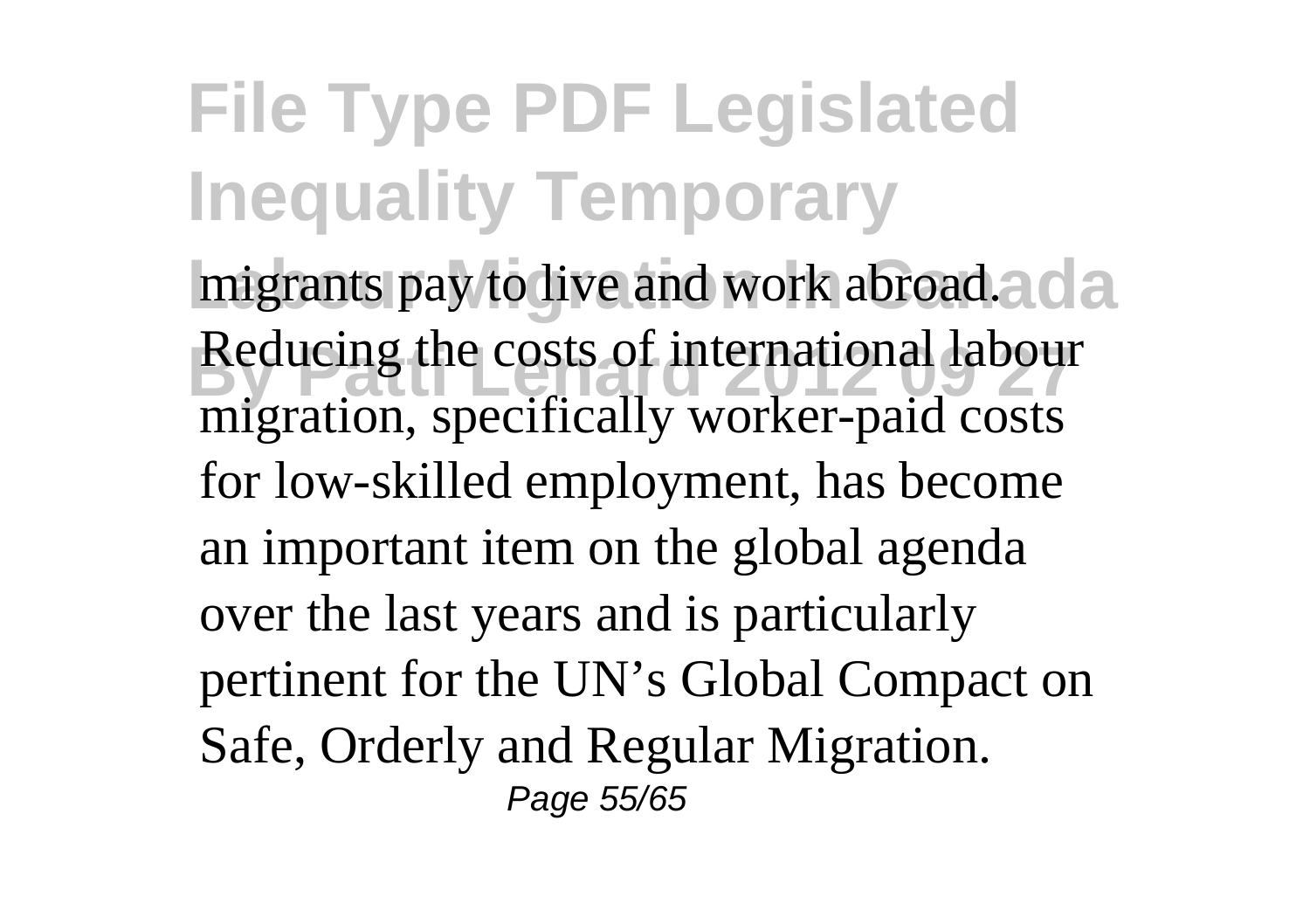migrants pay to live and work abroad. Reducing the costs of international labour migration, specifically worker-paid costs for low-skilled employment, has become an important item on the global agenda over the last years and is particularly pertinent for the UN's Global Compact on Safe, Orderly and Regular Migration.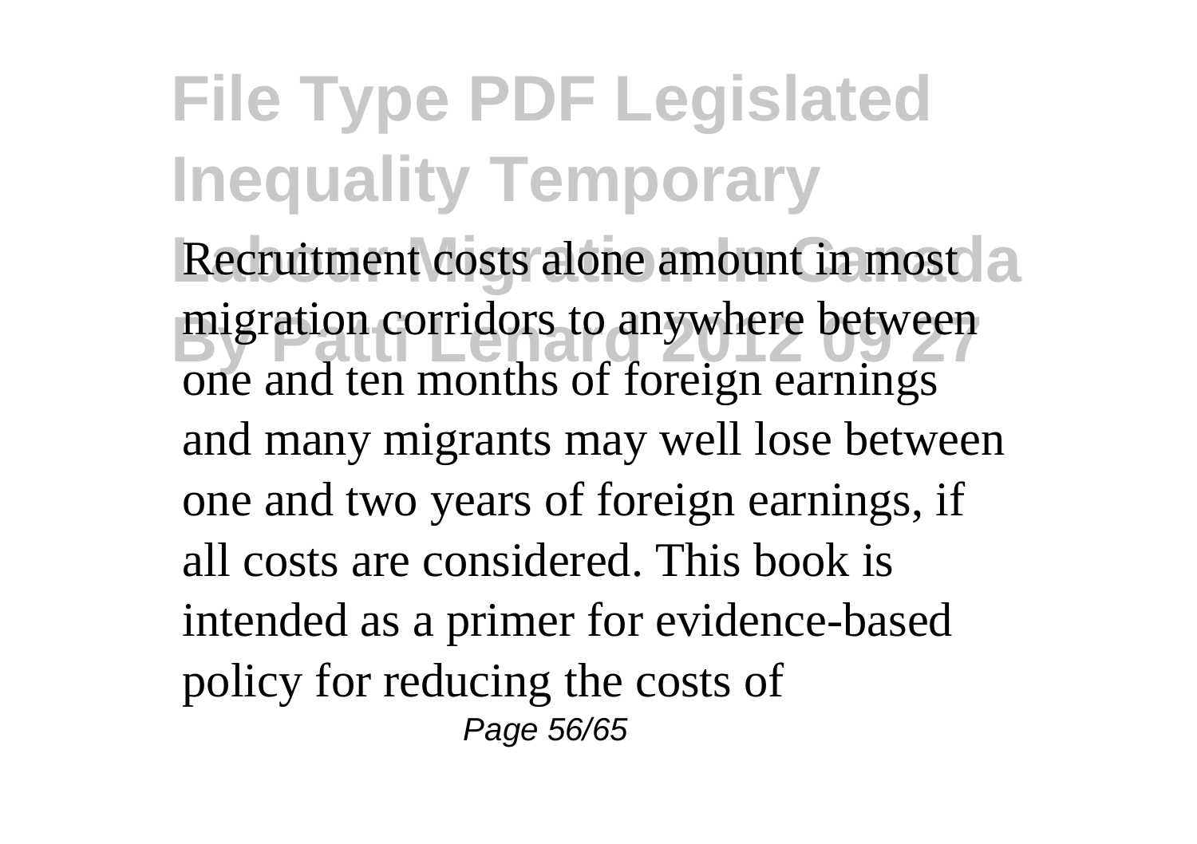Recruitment costs alone amount in most migration corridors to anywhere between one and ten months of foreign earnings and many migrants may well lose between one and two years of foreign earnings, if all costs are considered. This book is intended as a primer for evidence-based policy for reducing the costs of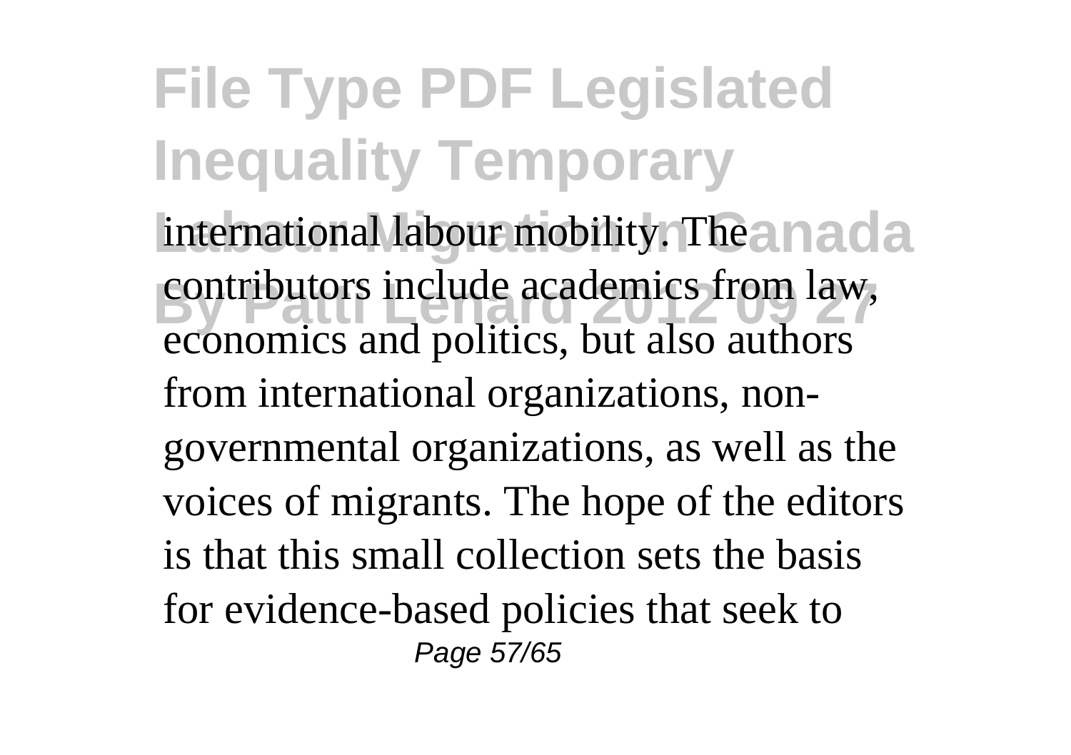international labour mobility. The contributors include academics from law, economics and politics, but also authors from international organizations, non-governmental organizations, as well as the voices of migrants. The hope of the editors is that this small collection sets the basis for evidence-based policies that seek to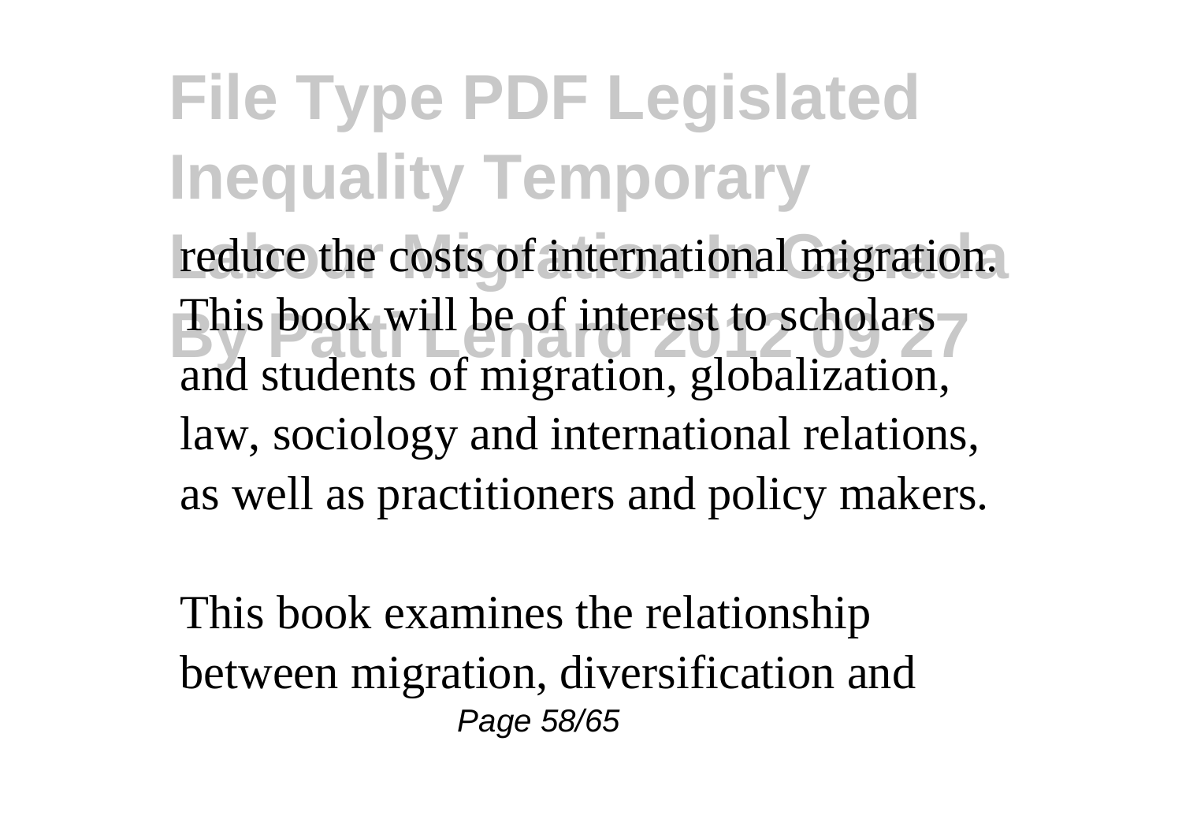reduce the costs of international migration. This book will be of interest to scholars and students of migration, globalization, law, sociology and international relations, as well as practitioners and policy makers.

This book examines the relationship between migration, diversification and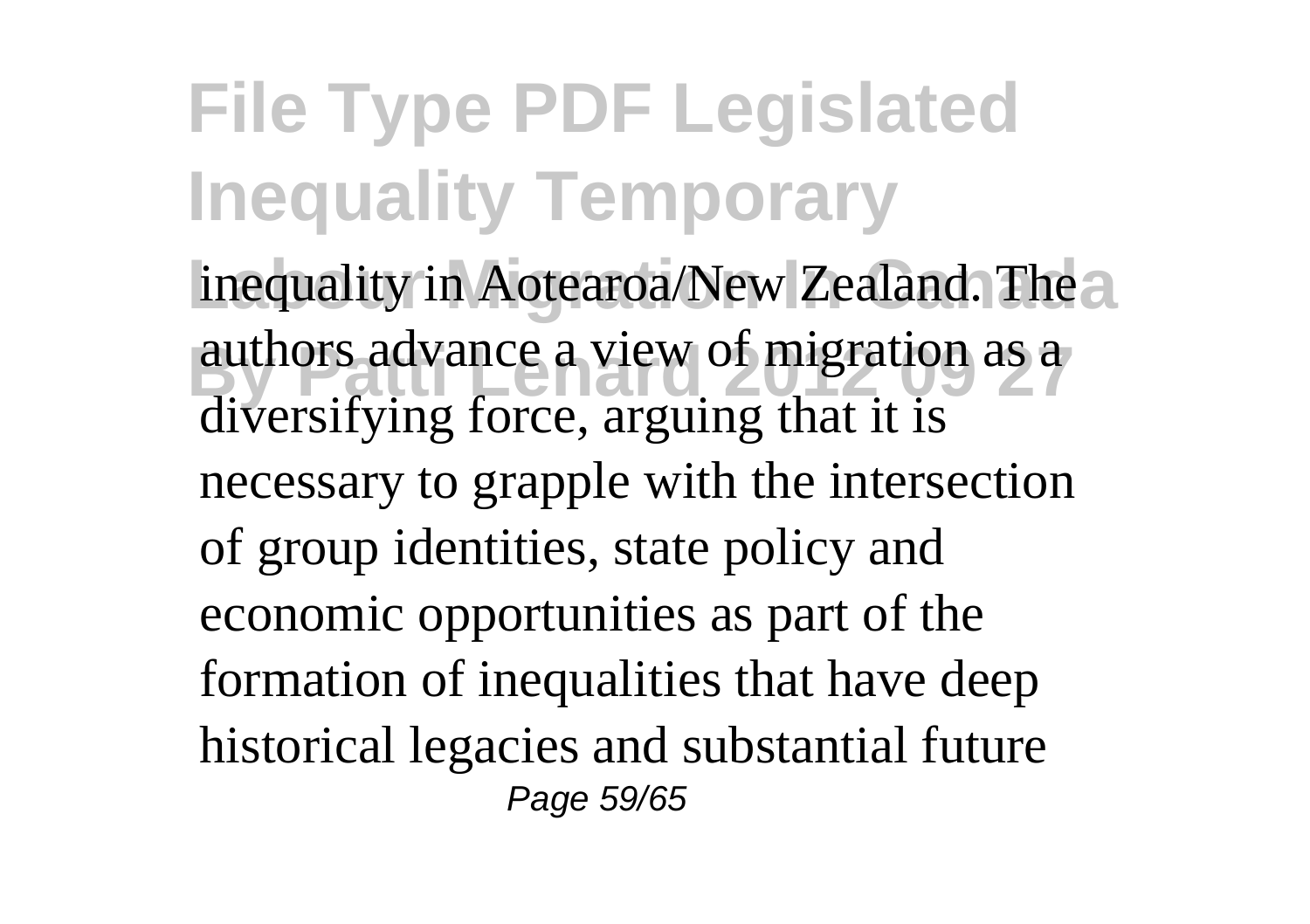inequality in Aotearoa/New Zealand. The authors advance a view of migration as a diversifying force, arguing that it is necessary to grapple with the intersection of group identities, state policy and economic opportunities as part of the formation of inequalities that have deep historical legacies and substantial future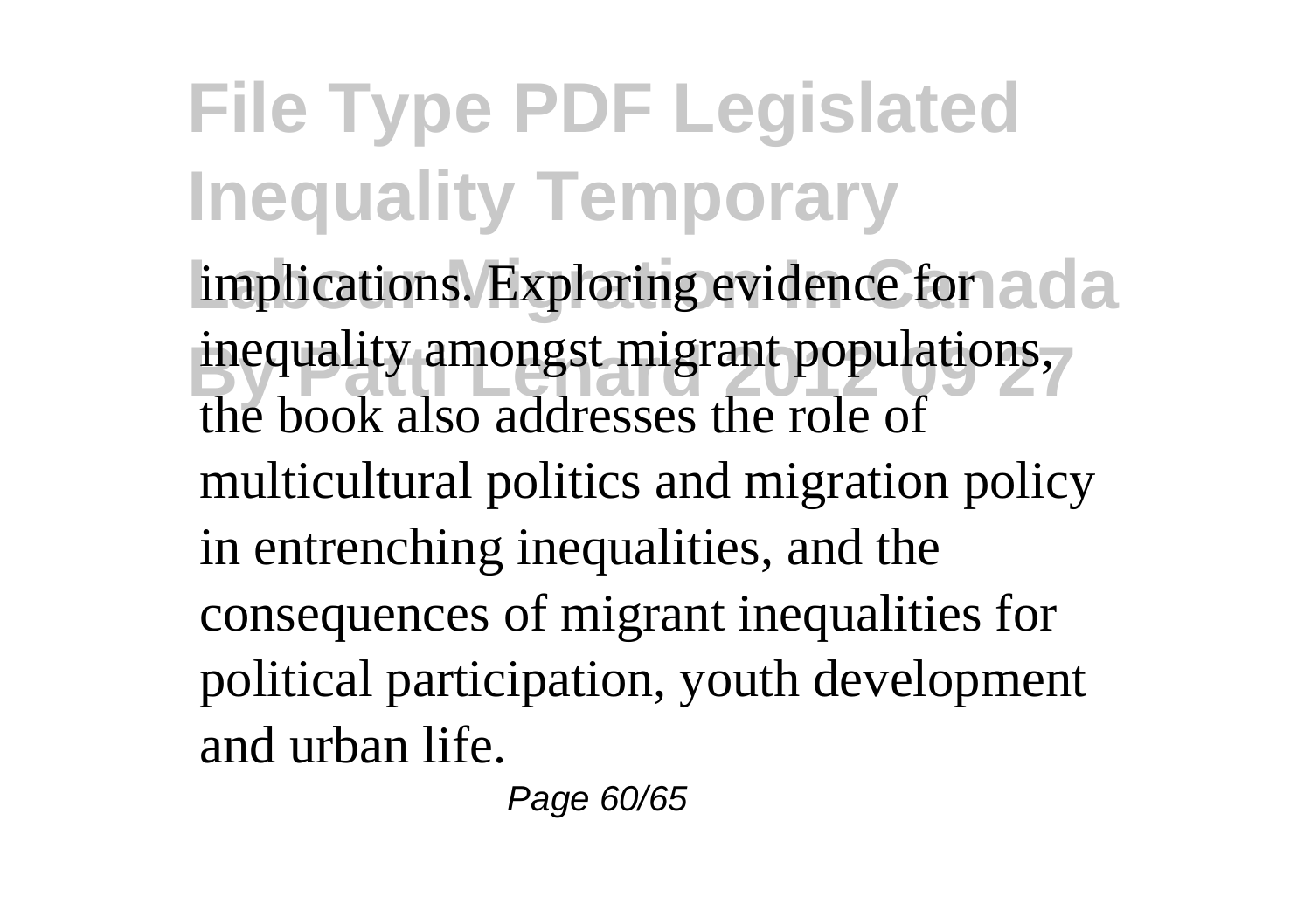implications. Exploring evidence for inequality amongst migrant populations, the book also addresses the role of multicultural politics and migration policy in entrenching inequalities, and the consequences of migrant inequalities for political participation, youth development and urban life.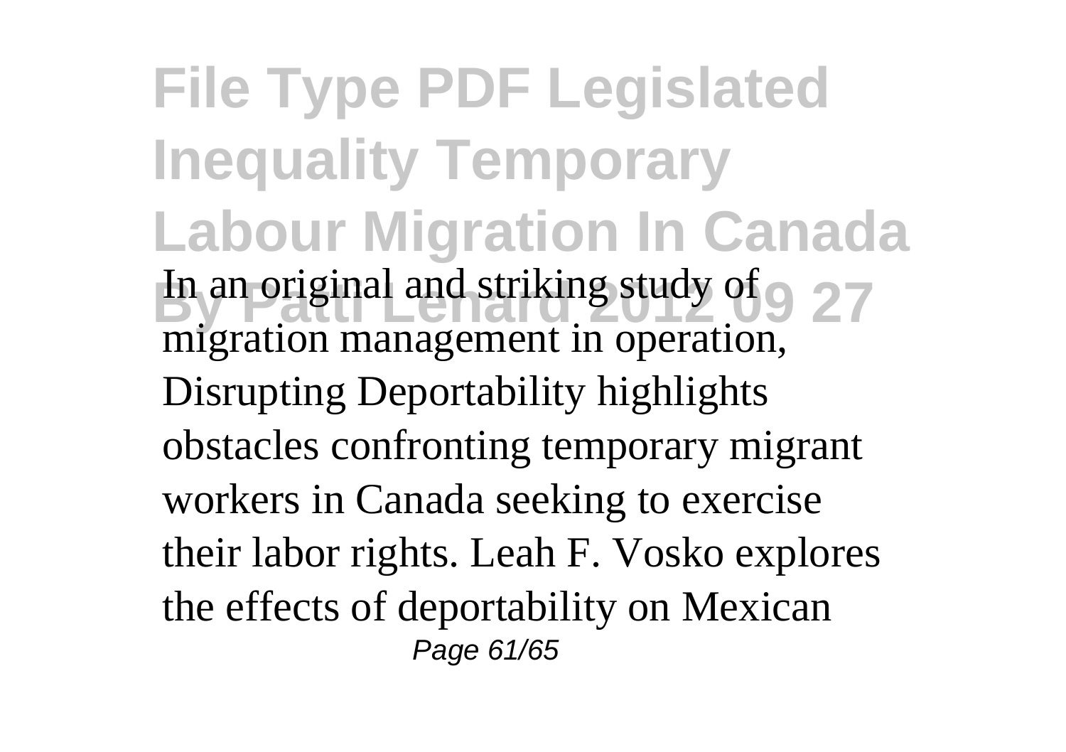In an original and striking study of migration management in operation, Disrupting Deportability highlights obstacles confronting temporary migrant workers in Canada seeking to exercise their labor rights. Leah F. Vosko explores the effects of deportability on Mexican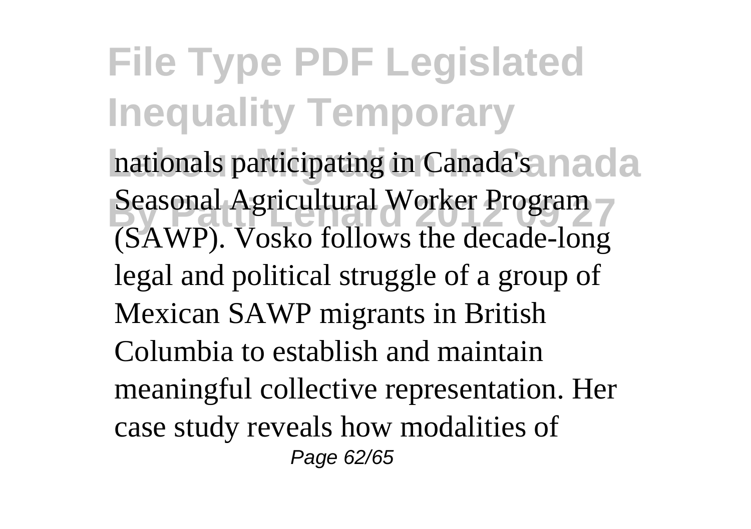nationals participating in Canada's Seasonal Agricultural Worker Program (SAWP). Vosko follows the decade-long legal and political struggle of a group of Mexican SAWP migrants in British Columbia to establish and maintain meaningful collective representation. Her case study reveals how modalities of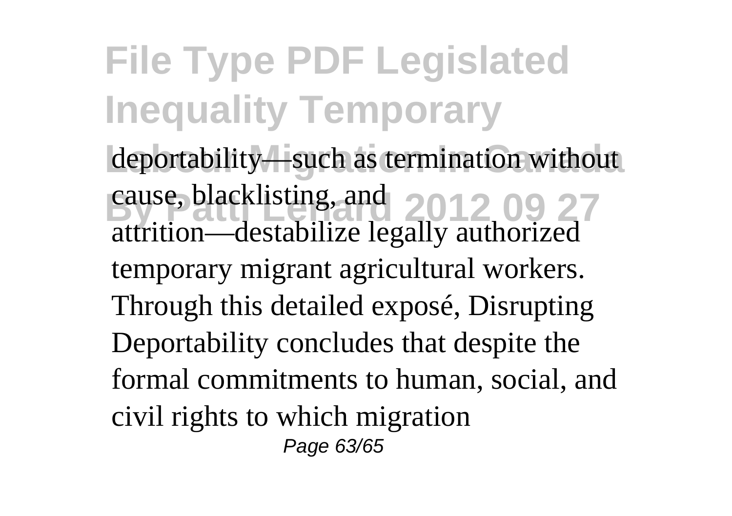deportability—such as termination without cause, blacklisting, and attrition—destabilize legally authorized temporary migrant agricultural workers. Through this detailed exposé, Disrupting Deportability concludes that despite the formal commitments to human, social, and civil rights to which migration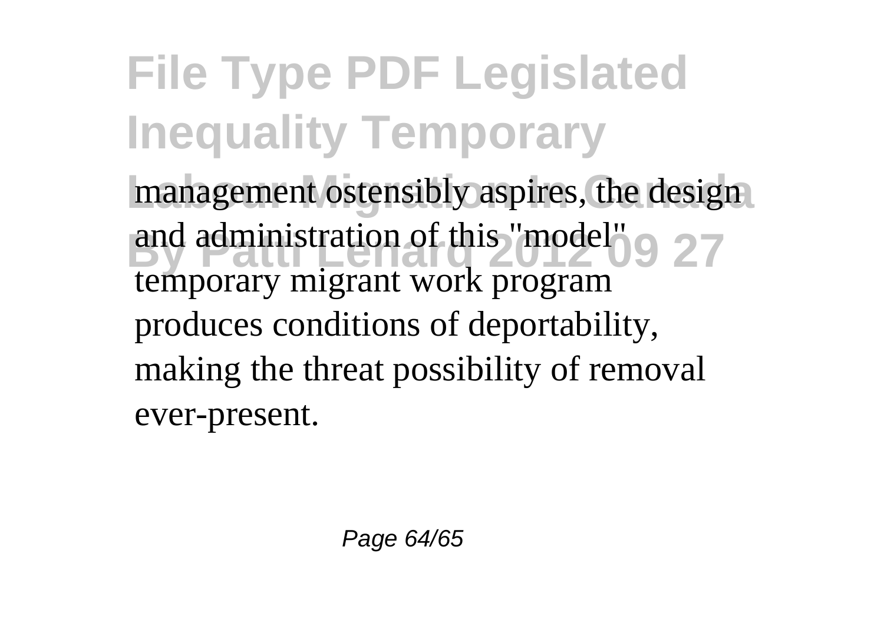management ostensibly aspires, the design and administration of this "model" temporary migrant work program produces conditions of deportability, making the threat possibility of removal ever-present.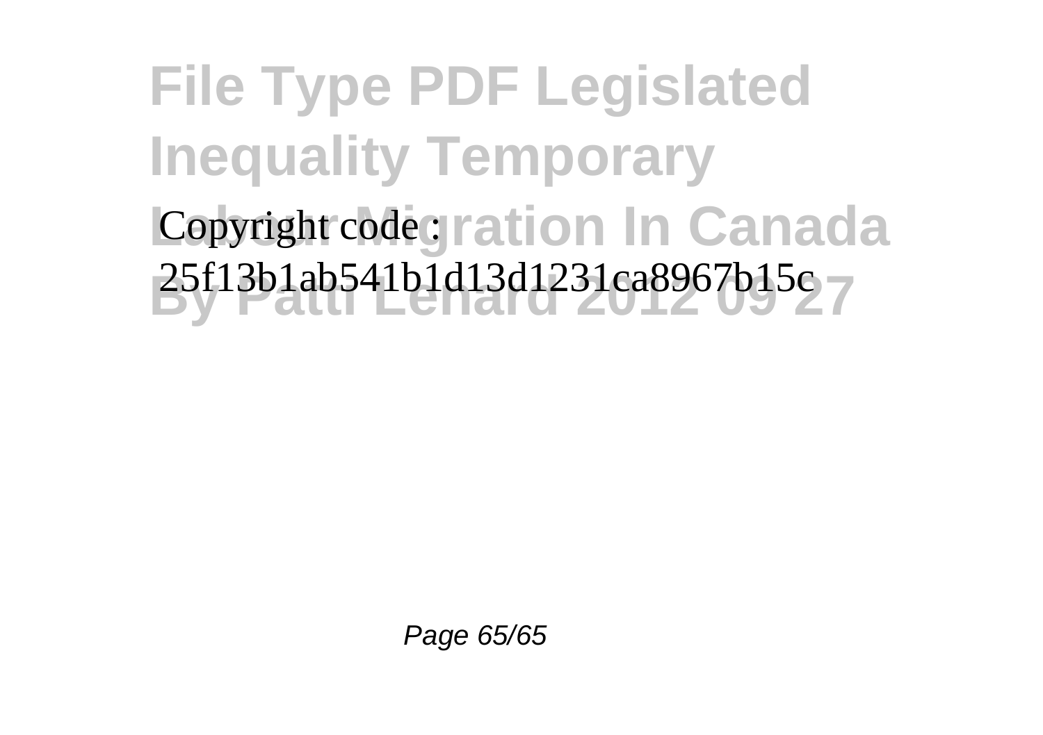Copyright code : 25f13b1ab541b1d13d1231ca8967b15c